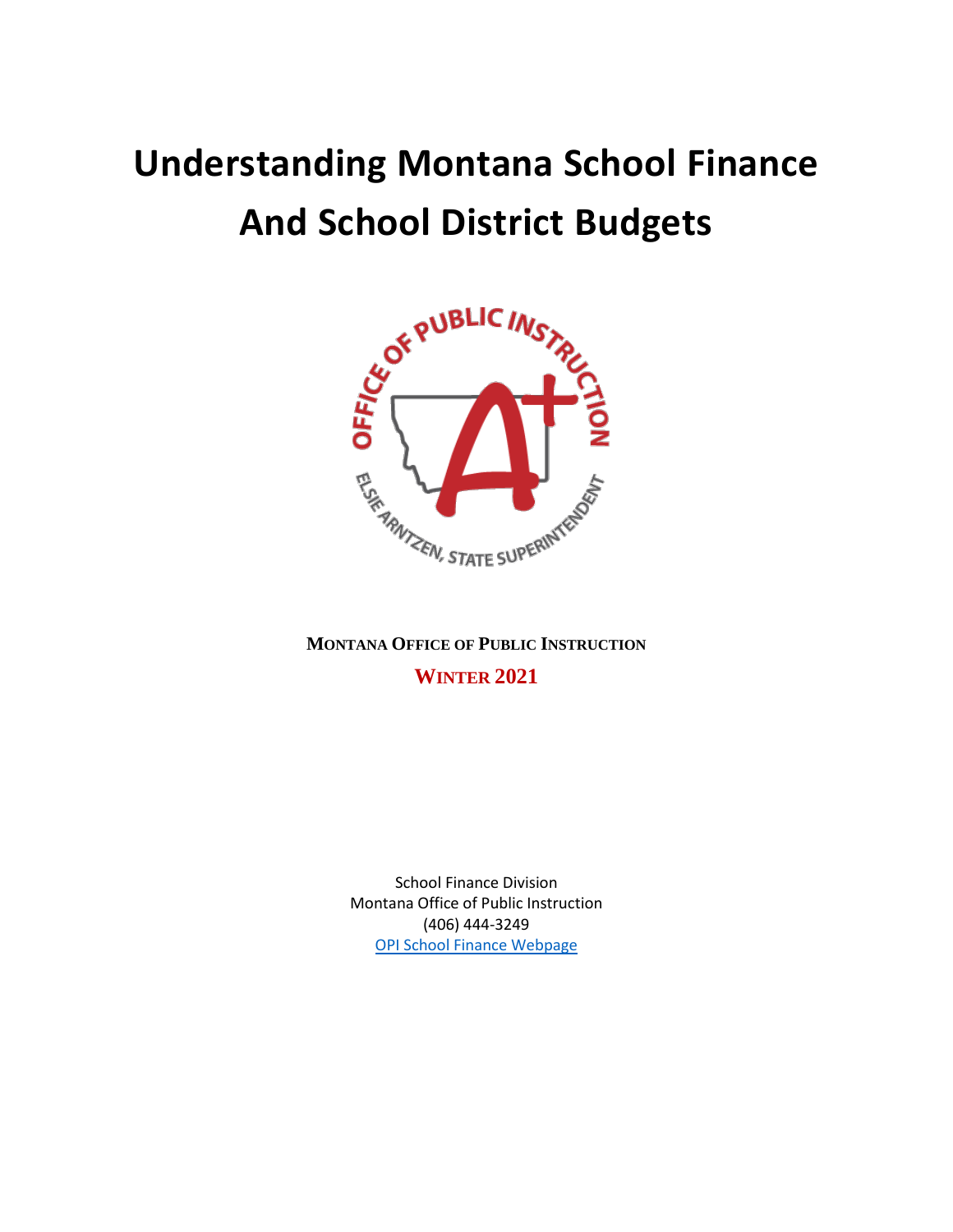# Understanding Montana School Finance And School District Budgets

**MONTANA OFFICE OF PUBLIC INSTRUCTION**

**WINTER 2021**

School Finance Division
Montana Office of Public Instruction
(406) 444-3249
[OPI School Finance Webpage]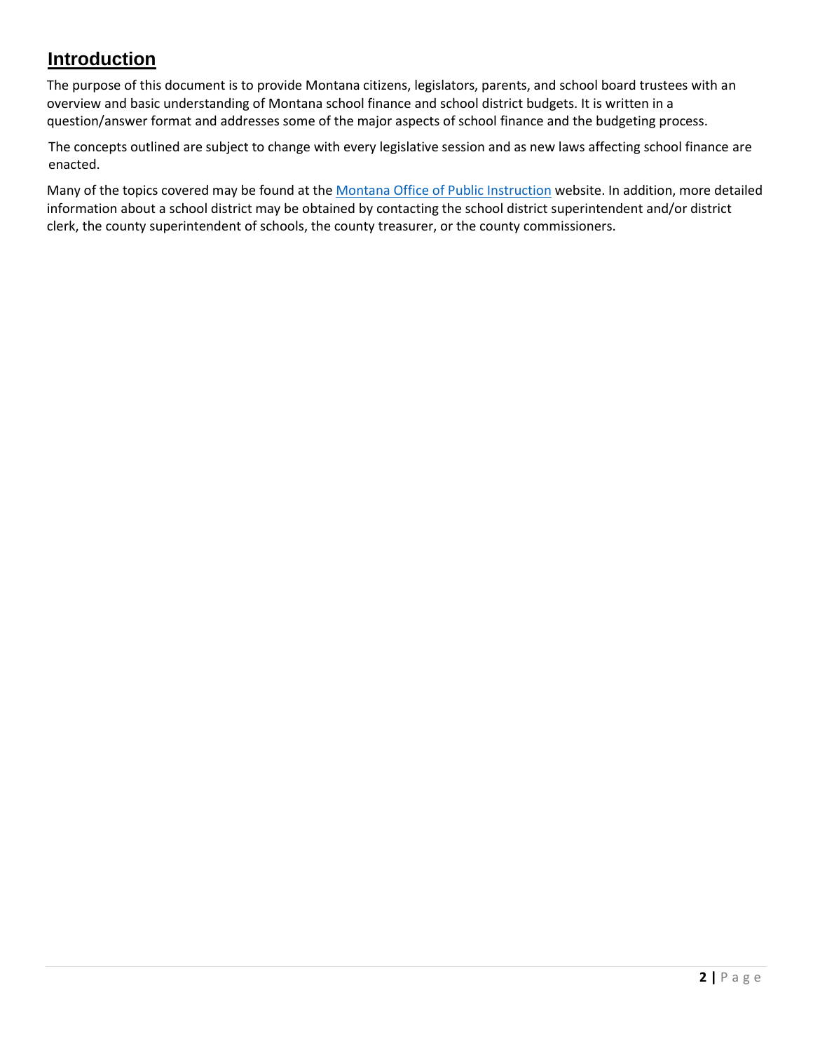## Introduction

The purpose of this document is to provide Montana citizens, legislators, parents, and school board trustees with an overview and basic understanding of Montana school finance and school district budgets. It is written in a question/answer format and addresses some of the major aspects of school finance and the budgeting process.

The concepts outlined are subject to change with every legislative session and as new laws affecting school finance are enacted.

Many of the topics covered may be found at the Montana Office of Public Instruction website. In addition, more detailed information about a school district may be obtained by contacting the school district superintendent and/or district clerk, the county superintendent of schools, the county treasurer, or the county commissioners.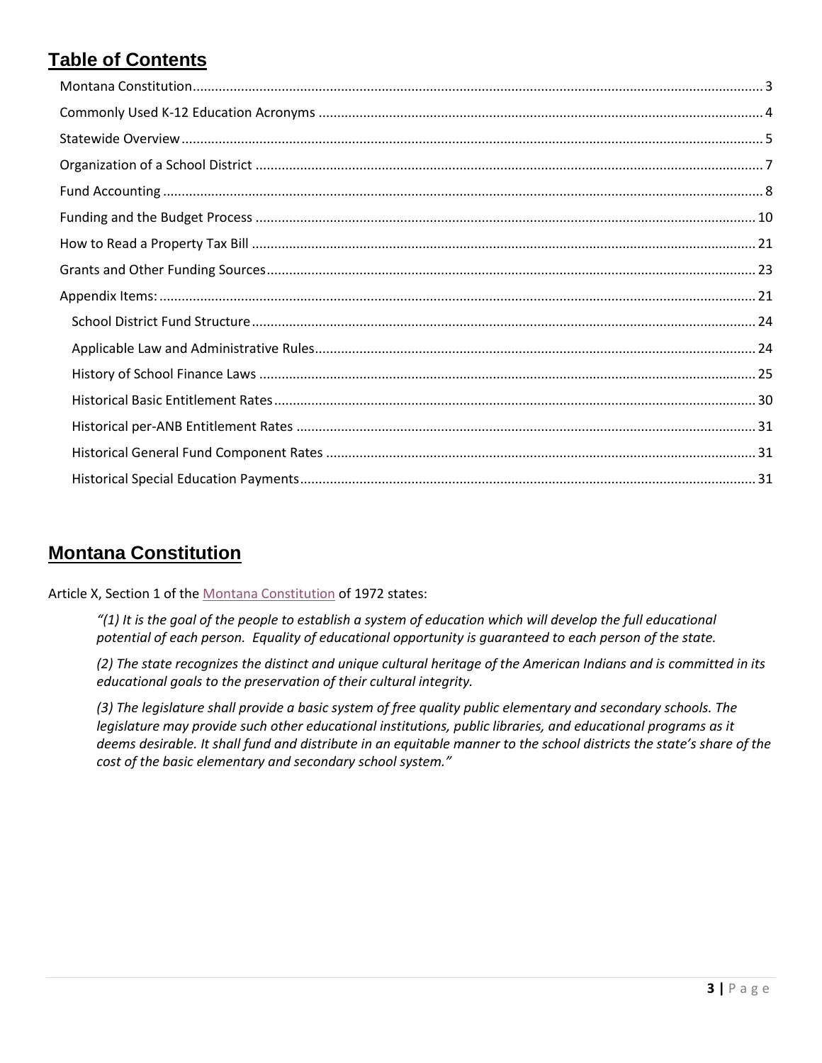## Table of Contents

- Montana Constitution ..... 3
- Commonly Used K-12 Education Acronyms ..... 4
- Statewide Overview ..... 5
- Organization of a School District ..... 7
- Fund Accounting ..... 8
- Funding and the Budget Process ..... 10
- How to Read a Property Tax Bill ..... 21
- Grants and Other Funding Sources ..... 23
- Appendix Items: ..... 21
  - School District Fund Structure ..... 24
  - Applicable Law and Administrative Rules ..... 24
  - History of School Finance Laws ..... 25
  - Historical Basic Entitlement Rates ..... 30
  - Historical per-ANB Entitlement Rates ..... 31
  - Historical General Fund Component Rates ..... 31
  - Historical Special Education Payments ..... 31

## Montana Constitution

Article X, Section 1 of the Montana Constitution of 1972 states:

> *"(1) It is the goal of the people to establish a system of education which will develop the full educational potential of each person. Equality of educational opportunity is guaranteed to each person of the state.*
>
> *(2) The state recognizes the distinct and unique cultural heritage of the American Indians and is committed in its educational goals to the preservation of their cultural integrity.*
>
> *(3) The legislature shall provide a basic system of free quality public elementary and secondary schools. The legislature may provide such other educational institutions, public libraries, and educational programs as it deems desirable. It shall fund and distribute in an equitable manner to the school districts the state's share of the cost of the basic elementary and secondary school system."*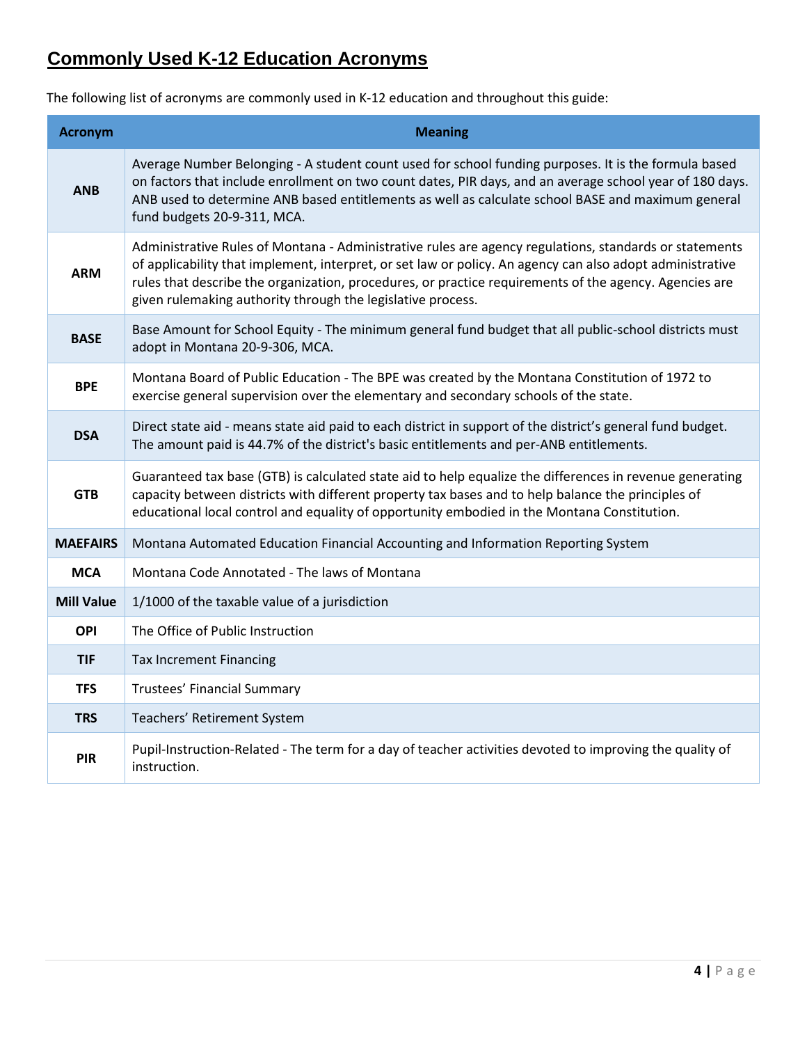## Commonly Used K-12 Education Acronyms

The following list of acronyms are commonly used in K-12 education and throughout this guide:

| Acronym | Meaning |
|---|---|
| **ANB** | Average Number Belonging - A student count used for school funding purposes. It is the formula based on factors that include enrollment on two count dates, PIR days, and an average school year of 180 days. ANB used to determine ANB based entitlements as well as calculate school BASE and maximum general fund budgets 20-9-311, MCA. |
| **ARM** | Administrative Rules of Montana - Administrative rules are agency regulations, standards or statements of applicability that implement, interpret, or set law or policy. An agency can also adopt administrative rules that describe the organization, procedures, or practice requirements of the agency. Agencies are given rulemaking authority through the legislative process. |
| **BASE** | Base Amount for School Equity - The minimum general fund budget that all public-school districts must adopt in Montana 20-9-306, MCA. |
| **BPE** | Montana Board of Public Education - The BPE was created by the Montana Constitution of 1972 to exercise general supervision over the elementary and secondary schools of the state. |
| **DSA** | Direct state aid - means state aid paid to each district in support of the district's general fund budget. The amount paid is 44.7% of the district's basic entitlements and per-ANB entitlements. |
| **GTB** | Guaranteed tax base (GTB) is calculated state aid to help equalize the differences in revenue generating capacity between districts with different property tax bases and to help balance the principles of educational local control and equality of opportunity embodied in the Montana Constitution. |
| **MAEFAIRS** | Montana Automated Education Financial Accounting and Information Reporting System |
| **MCA** | Montana Code Annotated - The laws of Montana |
| **Mill Value** | 1/1000 of the taxable value of a jurisdiction |
| **OPI** | The Office of Public Instruction |
| **TIF** | Tax Increment Financing |
| **TFS** | Trustees' Financial Summary |
| **TRS** | Teachers' Retirement System |
| **PIR** | Pupil-Instruction-Related - The term for a day of teacher activities devoted to improving the quality of instruction. |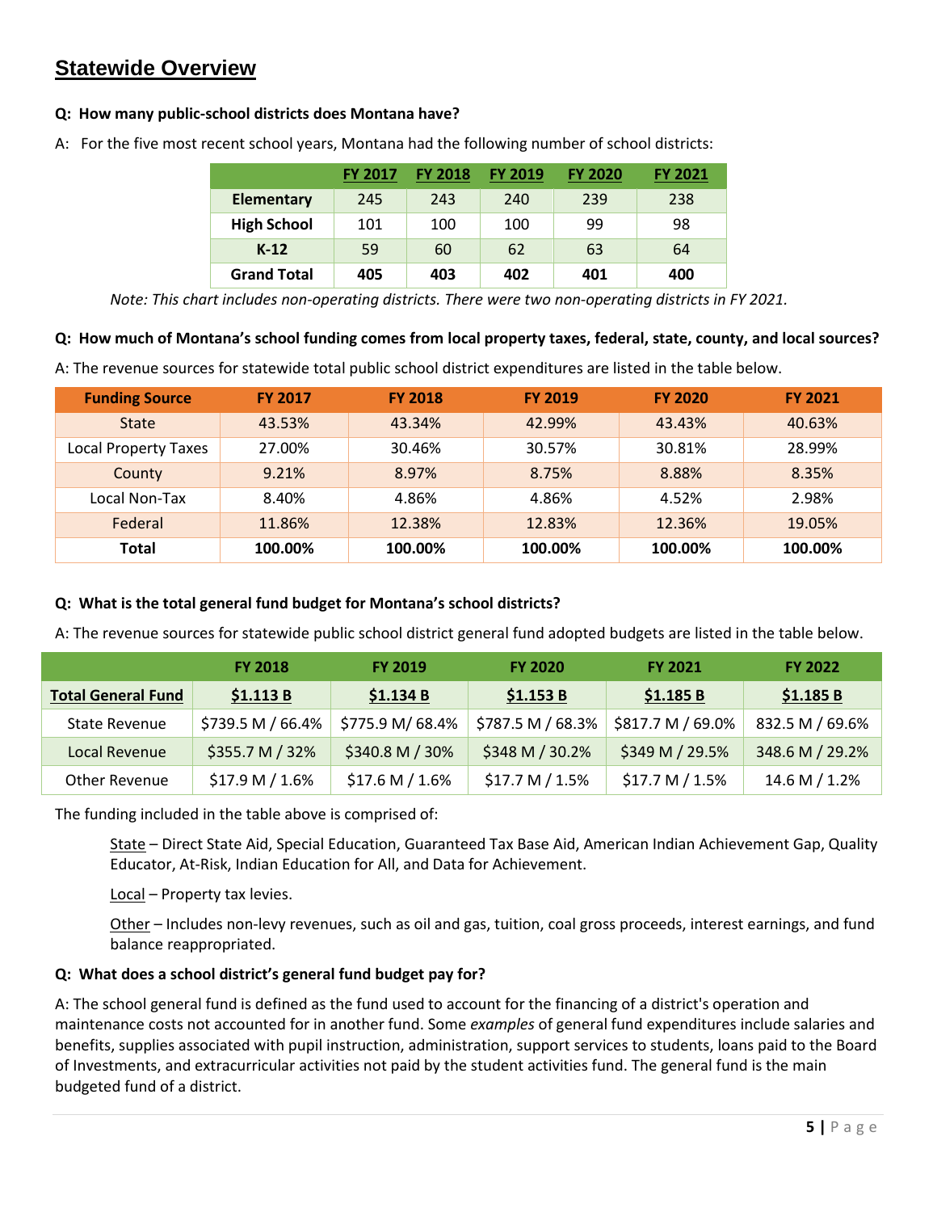## Statewide Overview

**Q: How many public-school districts does Montana have?**

A: For the five most recent school years, Montana had the following number of school districts:

| | FY 2017 | FY 2018 | FY 2019 | FY 2020 | FY 2021 |
|---|---|---|---|---|---|
| **Elementary** | 245 | 243 | 240 | 239 | 238 |
| **High School** | 101 | 100 | 100 | 99 | 98 |
| **K-12** | 59 | 60 | 62 | 63 | 64 |
| **Grand Total** | **405** | **403** | **402** | **401** | **400** |

*Note: This chart includes non-operating districts. There were two non-operating districts in FY 2021.*

**Q: How much of Montana's school funding comes from local property taxes, federal, state, county, and local sources?**

A: The revenue sources for statewide total public school district expenditures are listed in the table below.

| Funding Source | FY 2017 | FY 2018 | FY 2019 | FY 2020 | FY 2021 |
|---|---|---|---|---|---|
| State | 43.53% | 43.34% | 42.99% | 43.43% | 40.63% |
| Local Property Taxes | 27.00% | 30.46% | 30.57% | 30.81% | 28.99% |
| County | 9.21% | 8.97% | 8.75% | 8.88% | 8.35% |
| Local Non-Tax | 8.40% | 4.86% | 4.86% | 4.52% | 2.98% |
| Federal | 11.86% | 12.38% | 12.83% | 12.36% | 19.05% |
| **Total** | **100.00%** | **100.00%** | **100.00%** | **100.00%** | **100.00%** |

**Q: What is the total general fund budget for Montana's school districts?**

A: The revenue sources for statewide public school district general fund adopted budgets are listed in the table below.

| | FY 2018 | FY 2019 | FY 2020 | FY 2021 | FY 2022 |
|---|---|---|---|---|---|
| **Total General Fund** | **$1.113 B** | **$1.134 B** | **$1.153 B** | **$1.185 B** | **$1.185 B** |
| State Revenue | $739.5 M / 66.4% | $775.9 M/ 68.4% | $787.5 M / 68.3% | $817.7 M / 69.0% | 832.5 M / 69.6% |
| Local Revenue | $355.7 M / 32% | $340.8 M / 30% | $348 M / 30.2% | $349 M / 29.5% | 348.6 M / 29.2% |
| Other Revenue | $17.9 M / 1.6% | $17.6 M / 1.6% | $17.7 M / 1.5% | $17.7 M / 1.5% | 14.6 M / 1.2% |

The funding included in the table above is comprised of:

State – Direct State Aid, Special Education, Guaranteed Tax Base Aid, American Indian Achievement Gap, Quality Educator, At-Risk, Indian Education for All, and Data for Achievement.

Local – Property tax levies.

Other – Includes non-levy revenues, such as oil and gas, tuition, coal gross proceeds, interest earnings, and fund balance reappropriated.

**Q: What does a school district's general fund budget pay for?**

A: The school general fund is defined as the fund used to account for the financing of a district's operation and maintenance costs not accounted for in another fund. Some *examples* of general fund expenditures include salaries and benefits, supplies associated with pupil instruction, administration, support services to students, loans paid to the Board of Investments, and extracurricular activities not paid by the student activities fund. The general fund is the main budgeted fund of a district.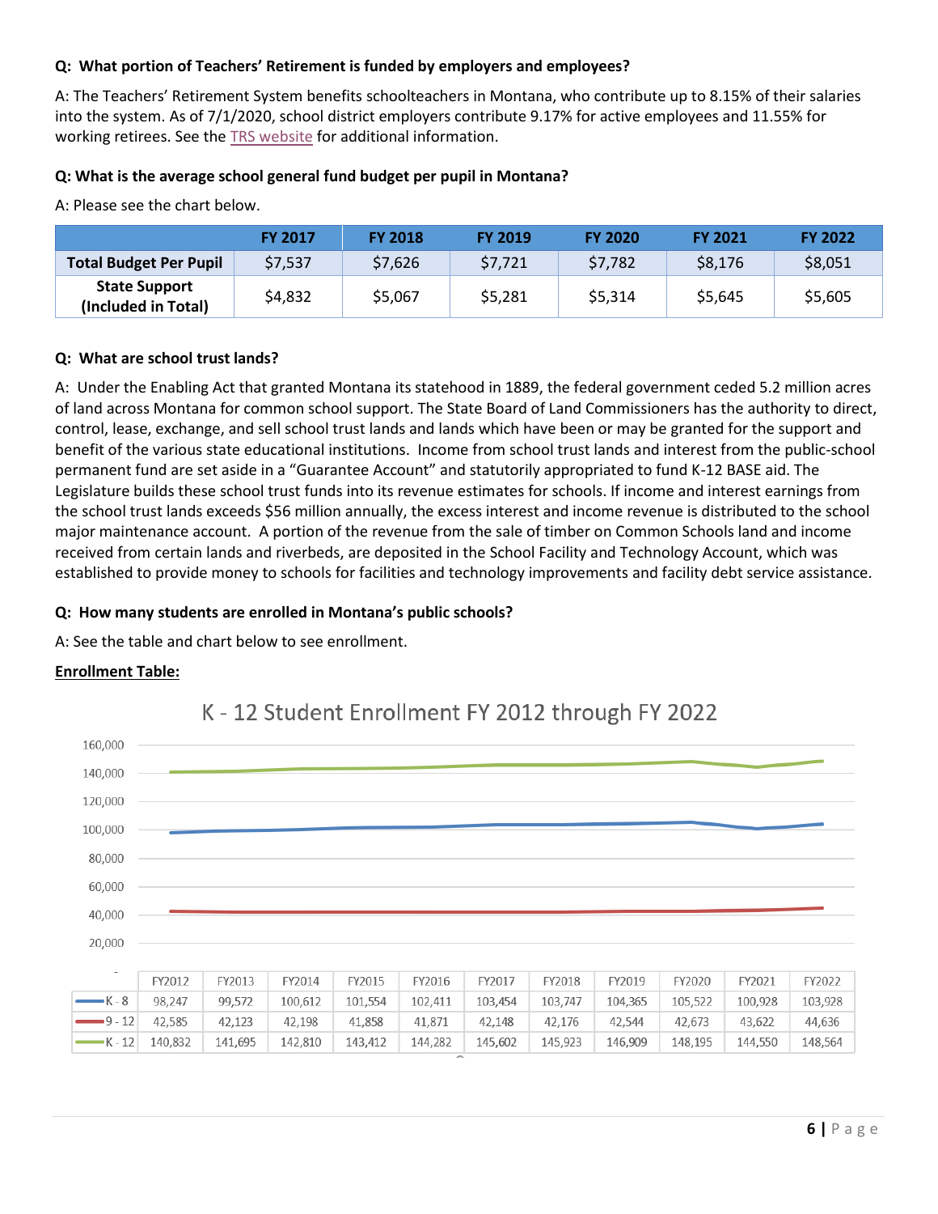**Q: What portion of Teachers' Retirement is funded by employers and employees?**

A: The Teachers' Retirement System benefits schoolteachers in Montana, who contribute up to 8.15% of their salaries into the system. As of 7/1/2020, school district employers contribute 9.17% for active employees and 11.55% for working retirees. See the TRS website for additional information.

**Q: What is the average school general fund budget per pupil in Montana?**

A: Please see the chart below.

| | FY 2017 | FY 2018 | FY 2019 | FY 2020 | FY 2021 | FY 2022 |
|---|---|---|---|---|---|---|
| **Total Budget Per Pupil** | $7,537 | $7,626 | $7,721 | $7,782 | $8,176 | $8,051 |
| **State Support (Included in Total)** | $4,832 | $5,067 | $5,281 | $5,314 | $5,645 | $5,605 |

**Q: What are school trust lands?**

A: Under the Enabling Act that granted Montana its statehood in 1889, the federal government ceded 5.2 million acres of land across Montana for common school support. The State Board of Land Commissioners has the authority to direct, control, lease, exchange, and sell school trust lands and lands which have been or may be granted for the support and benefit of the various state educational institutions. Income from school trust lands and interest from the public-school permanent fund are set aside in a "Guarantee Account" and statutorily appropriated to fund K-12 BASE aid. The Legislature builds these school trust funds into its revenue estimates for schools. If income and interest earnings from the school trust lands exceeds $56 million annually, the excess interest and income revenue is distributed to the school major maintenance account. A portion of the revenue from the sale of timber on Common Schools land and income received from certain lands and riverbeds, are deposited in the School Facility and Technology Account, which was established to provide money to schools for facilities and technology improvements and facility debt service assistance.

**Q: How many students are enrolled in Montana's public schools?**

A: See the table and chart below to see enrollment.

**Enrollment Table:**

K - 12 Student Enrollment FY 2012 through FY 2022

| | FY2012 | FY2013 | FY2014 | FY2015 | FY2016 | FY2017 | FY2018 | FY2019 | FY2020 | FY2021 | FY2022 |
|---|---|---|---|---|---|---|---|---|---|---|---|
| K - 8 | 98,247 | 99,572 | 100,612 | 101,554 | 102,411 | 103,454 | 103,747 | 104,365 | 105,522 | 100,928 | 103,928 |
| 9 - 12 | 42,585 | 42,123 | 42,198 | 41,858 | 41,871 | 42,148 | 42,176 | 42,544 | 42,673 | 43,622 | 44,636 |
| K - 12 | 140,832 | 141,695 | 142,810 | 143,412 | 144,282 | 145,602 | 145,923 | 146,909 | 148,195 | 144,550 | 148,564 |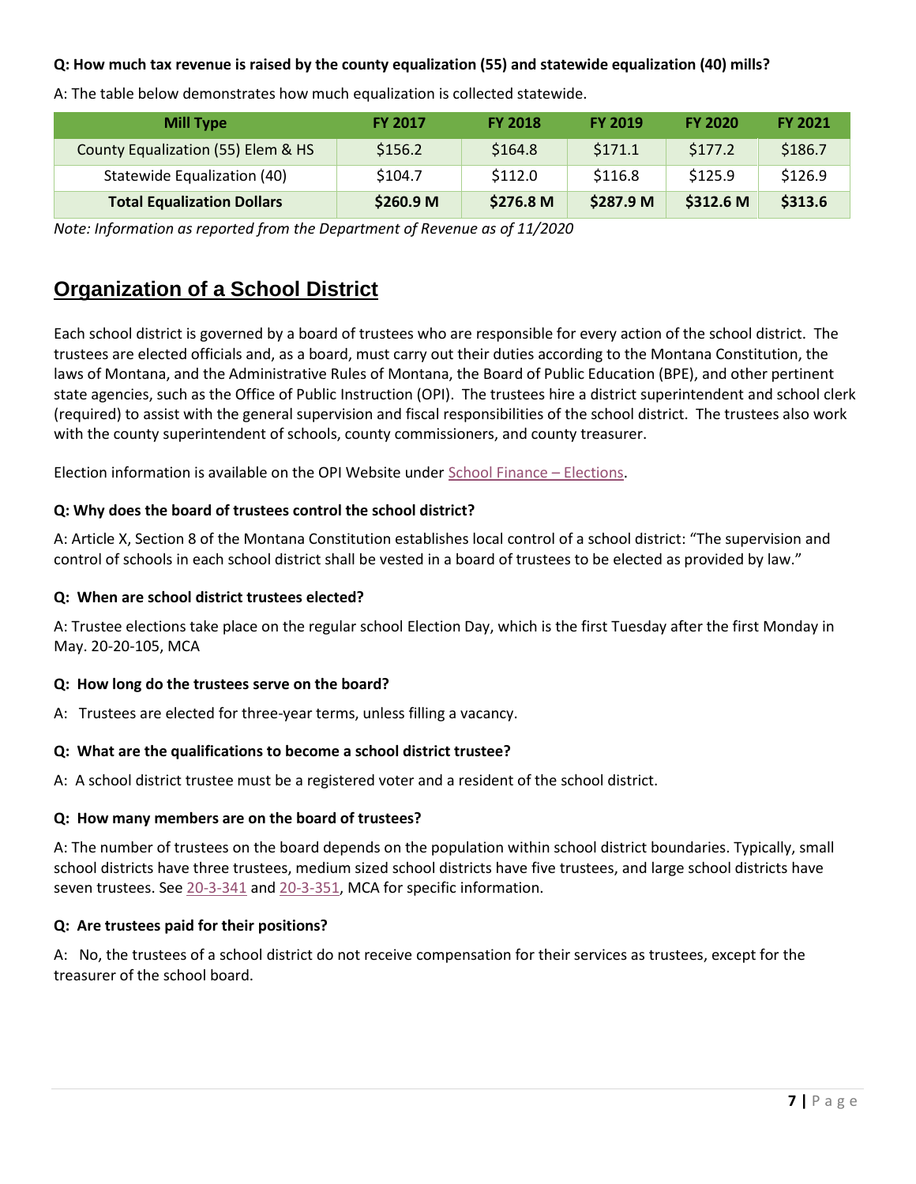**Q: How much tax revenue is raised by the county equalization (55) and statewide equalization (40) mills?**

A: The table below demonstrates how much equalization is collected statewide.

| Mill Type | FY 2017 | FY 2018 | FY 2019 | FY 2020 | FY 2021 |
|---|---|---|---|---|---|
| County Equalization (55) Elem & HS | $156.2 | $164.8 | $171.1 | $177.2 | $186.7 |
| Statewide Equalization (40) | $104.7 | $112.0 | $116.8 | $125.9 | $126.9 |
| **Total Equalization Dollars** | **$260.9 M** | **$276.8 M** | **$287.9 M** | **$312.6 M** | **$313.6** |

*Note: Information as reported from the Department of Revenue as of 11/2020*

## Organization of a School District

Each school district is governed by a board of trustees who are responsible for every action of the school district. The trustees are elected officials and, as a board, must carry out their duties according to the Montana Constitution, the laws of Montana, and the Administrative Rules of Montana, the Board of Public Education (BPE), and other pertinent state agencies, such as the Office of Public Instruction (OPI). The trustees hire a district superintendent and school clerk (required) to assist with the general supervision and fiscal responsibilities of the school district. The trustees also work with the county superintendent of schools, county commissioners, and county treasurer.

Election information is available on the OPI Website under School Finance – Elections.

**Q: Why does the board of trustees control the school district?**

A: Article X, Section 8 of the Montana Constitution establishes local control of a school district: "The supervision and control of schools in each school district shall be vested in a board of trustees to be elected as provided by law."

**Q: When are school district trustees elected?**

A: Trustee elections take place on the regular school Election Day, which is the first Tuesday after the first Monday in May. 20-20-105, MCA

**Q: How long do the trustees serve on the board?**

A: Trustees are elected for three-year terms, unless filling a vacancy.

**Q: What are the qualifications to become a school district trustee?**

A: A school district trustee must be a registered voter and a resident of the school district.

**Q: How many members are on the board of trustees?**

A: The number of trustees on the board depends on the population within school district boundaries. Typically, small school districts have three trustees, medium sized school districts have five trustees, and large school districts have seven trustees. See 20-3-341 and 20-3-351, MCA for specific information.

**Q: Are trustees paid for their positions?**

A: No, the trustees of a school district do not receive compensation for their services as trustees, except for the treasurer of the school board.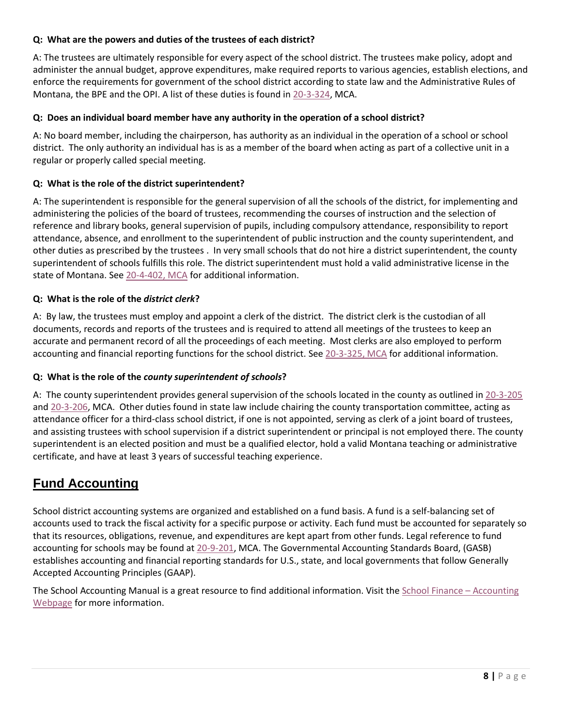**Q: What are the powers and duties of the trustees of each district?**

A: The trustees are ultimately responsible for every aspect of the school district. The trustees make policy, adopt and administer the annual budget, approve expenditures, make required reports to various agencies, establish elections, and enforce the requirements for government of the school district according to state law and the Administrative Rules of Montana, the BPE and the OPI. A list of these duties is found in 20-3-324, MCA.

**Q: Does an individual board member have any authority in the operation of a school district?**

A: No board member, including the chairperson, has authority as an individual in the operation of a school or school district. The only authority an individual has is as a member of the board when acting as part of a collective unit in a regular or properly called special meeting.

**Q: What is the role of the district superintendent?**

A: The superintendent is responsible for the general supervision of all the schools of the district, for implementing and administering the policies of the board of trustees, recommending the courses of instruction and the selection of reference and library books, general supervision of pupils, including compulsory attendance, responsibility to report attendance, absence, and enrollment to the superintendent of public instruction and the county superintendent, and other duties as prescribed by the trustees . In very small schools that do not hire a district superintendent, the county superintendent of schools fulfills this role. The district superintendent must hold a valid administrative license in the state of Montana. See 20-4-402, MCA for additional information.

**Q: What is the role of the *district clerk*?**

A: By law, the trustees must employ and appoint a clerk of the district. The district clerk is the custodian of all documents, records and reports of the trustees and is required to attend all meetings of the trustees to keep an accurate and permanent record of all the proceedings of each meeting. Most clerks are also employed to perform accounting and financial reporting functions for the school district. See 20-3-325, MCA for additional information.

**Q: What is the role of the *county superintendent of schools*?**

A: The county superintendent provides general supervision of the schools located in the county as outlined in 20-3-205 and 20-3-206, MCA. Other duties found in state law include chairing the county transportation committee, acting as attendance officer for a third-class school district, if one is not appointed, serving as clerk of a joint board of trustees, and assisting trustees with school supervision if a district superintendent or principal is not employed there. The county superintendent is an elected position and must be a qualified elector, hold a valid Montana teaching or administrative certificate, and have at least 3 years of successful teaching experience.

## Fund Accounting

School district accounting systems are organized and established on a fund basis. A fund is a self-balancing set of accounts used to track the fiscal activity for a specific purpose or activity. Each fund must be accounted for separately so that its resources, obligations, revenue, and expenditures are kept apart from other funds. Legal reference to fund accounting for schools may be found at 20-9-201, MCA. The Governmental Accounting Standards Board, (GASB) establishes accounting and financial reporting standards for U.S., state, and local governments that follow Generally Accepted Accounting Principles (GAAP).

The School Accounting Manual is a great resource to find additional information. Visit the School Finance – Accounting Webpage for more information.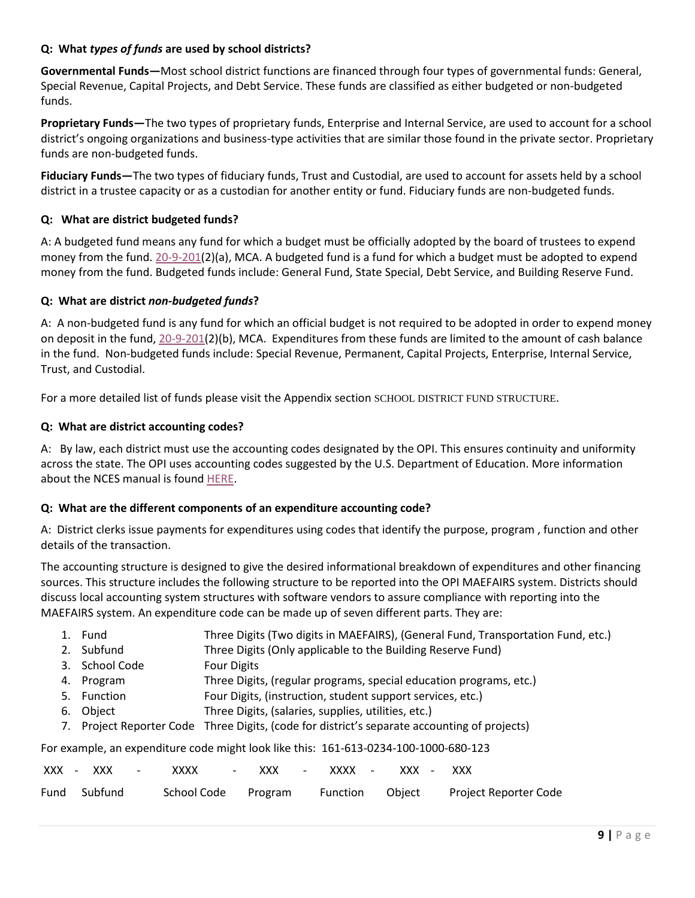**Q: What *types of funds* are used by school districts?**

**Governmental Funds—**Most school district functions are financed through four types of governmental funds: General, Special Revenue, Capital Projects, and Debt Service. These funds are classified as either budgeted or non-budgeted funds.

**Proprietary Funds—**The two types of proprietary funds, Enterprise and Internal Service, are used to account for a school district's ongoing organizations and business-type activities that are similar those found in the private sector. Proprietary funds are non-budgeted funds.

**Fiduciary Funds—**The two types of fiduciary funds, Trust and Custodial, are used to account for assets held by a school district in a trustee capacity or as a custodian for another entity or fund. Fiduciary funds are non-budgeted funds.

**Q: What are district budgeted funds?**

A: A budgeted fund means any fund for which a budget must be officially adopted by the board of trustees to expend money from the fund. 20-9-201(2)(a), MCA. A budgeted fund is a fund for which a budget must be adopted to expend money from the fund. Budgeted funds include: General Fund, State Special, Debt Service, and Building Reserve Fund.

**Q: What are district *non-budgeted funds*?**

A: A non-budgeted fund is any fund for which an official budget is not required to be adopted in order to expend money on deposit in the fund, 20-9-201(2)(b), MCA. Expenditures from these funds are limited to the amount of cash balance in the fund. Non-budgeted funds include: Special Revenue, Permanent, Capital Projects, Enterprise, Internal Service, Trust, and Custodial.

For a more detailed list of funds please visit the Appendix section SCHOOL DISTRICT FUND STRUCTURE.

**Q: What are district accounting codes?**

A: By law, each district must use the accounting codes designated by the OPI. This ensures continuity and uniformity across the state. The OPI uses accounting codes suggested by the U.S. Department of Education. More information about the NCES manual is found HERE.

**Q: What are the different components of an expenditure accounting code?**

A: District clerks issue payments for expenditures using codes that identify the purpose, program , function and other details of the transaction.

The accounting structure is designed to give the desired informational breakdown of expenditures and other financing sources. This structure includes the following structure to be reported into the OPI MAEFAIRS system. Districts should discuss local accounting system structures with software vendors to assure compliance with reporting into the MAEFAIRS system. An expenditure code can be made up of seven different parts. They are:

1. Fund — Three Digits (Two digits in MAEFAIRS), (General Fund, Transportation Fund, etc.)
2. Subfund — Three Digits (Only applicable to the Building Reserve Fund)
3. School Code — Four Digits
4. Program — Three Digits, (regular programs, special education programs, etc.)
5. Function — Four Digits, (instruction, student support services, etc.)
6. Object — Three Digits, (salaries, supplies, utilities, etc.)
7. Project Reporter Code — Three Digits, (code for district's separate accounting of projects)

For example, an expenditure code might look like this: 161-613-0234-100-1000-680-123

| XXX | - | XXX | - | XXXX | - | XXX | - | XXXX | - | XXX | - | XXX |
|---|---|---|---|---|---|---|---|---|---|---|---|---|
| Fund | | Subfund | | School Code | | Program | | Function | | Object | | Project Reporter Code |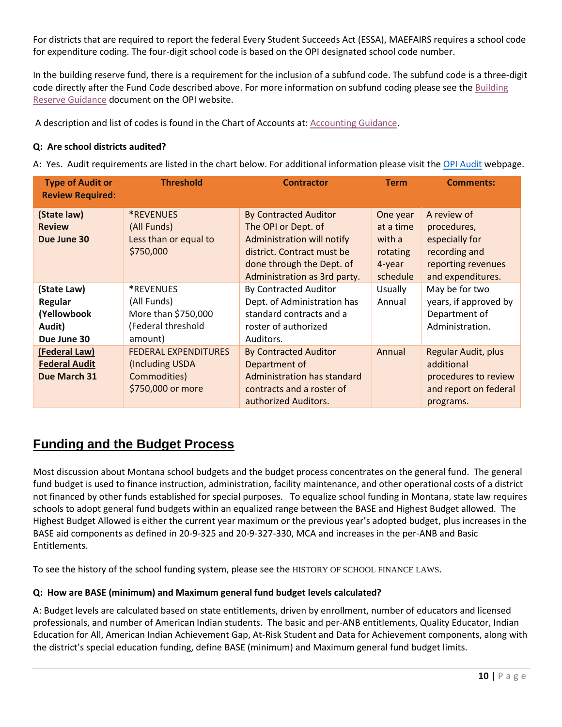For districts that are required to report the federal Every Student Succeeds Act (ESSA), MAEFAIRS requires a school code for expenditure coding. The four-digit school code is based on the OPI designated school code number.

In the building reserve fund, there is a requirement for the inclusion of a subfund code. The subfund code is a three-digit code directly after the Fund Code described above. For more information on subfund coding please see the Building Reserve Guidance document on the OPI website.

A description and list of codes is found in the Chart of Accounts at: Accounting Guidance.

**Q: Are school districts audited?**

A: Yes. Audit requirements are listed in the chart below. For additional information please visit the OPI Audit webpage.

| Type of Audit or Review Required: | Threshold | Contractor | Term | Comments: |
|---|---|---|---|---|
| **(State law) Review Due June 30** | *REVENUES (All Funds) Less than or equal to $750,000 | By Contracted Auditor The OPI or Dept. of Administration will notify district. Contract must be done through the Dept. of Administration as 3rd party. | One year at a time with a rotating 4-year schedule | A review of procedures, especially for recording and reporting revenues and expenditures. |
| **(State Law) Regular (Yellowbook Audit) Due June 30** | *REVENUES (All Funds) More than $750,000 (Federal threshold amount) | By Contracted Auditor Dept. of Administration has standard contracts and a roster of authorized Auditors. | Usually Annual | May be for two years, if approved by Department of Administration. |
| **(Federal Law) Federal Audit Due March 31** | FEDERAL EXPENDITURES (Including USDA Commodities) $750,000 or more | By Contracted Auditor Department of Administration has standard contracts and a roster of authorized Auditors. | Annual | Regular Audit, plus additional procedures to review and report on federal programs. |

## Funding and the Budget Process

Most discussion about Montana school budgets and the budget process concentrates on the general fund. The general fund budget is used to finance instruction, administration, facility maintenance, and other operational costs of a district not financed by other funds established for special purposes. To equalize school funding in Montana, state law requires schools to adopt general fund budgets within an equalized range between the BASE and Highest Budget allowed. The Highest Budget Allowed is either the current year maximum or the previous year's adopted budget, plus increases in the BASE aid components as defined in 20-9-325 and 20-9-327-330, MCA and increases in the per-ANB and Basic Entitlements.

To see the history of the school funding system, please see the HISTORY OF SCHOOL FINANCE LAWS.

**Q: How are BASE (minimum) and Maximum general fund budget levels calculated?**

A: Budget levels are calculated based on state entitlements, driven by enrollment, number of educators and licensed professionals, and number of American Indian students. The basic and per-ANB entitlements, Quality Educator, Indian Education for All, American Indian Achievement Gap, At-Risk Student and Data for Achievement components, along with the district's special education funding, define BASE (minimum) and Maximum general fund budget limits.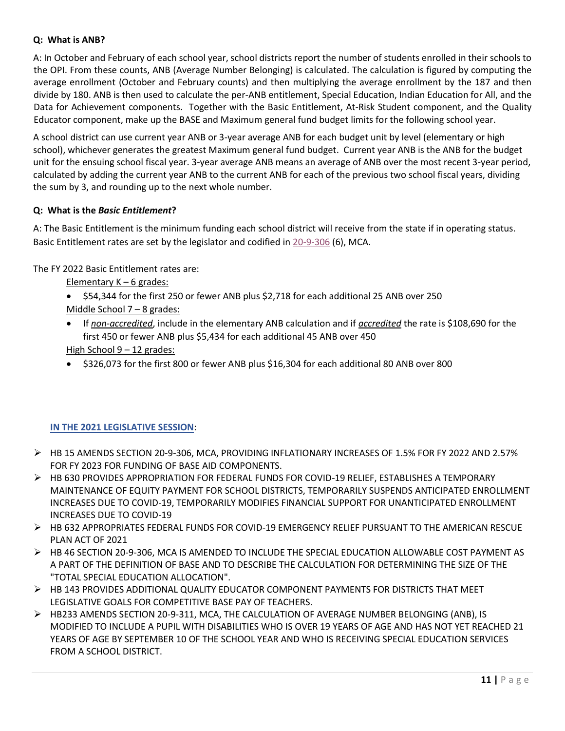**Q: What is ANB?**

A: In October and February of each school year, school districts report the number of students enrolled in their schools to the OPI. From these counts, ANB (Average Number Belonging) is calculated. The calculation is figured by computing the average enrollment (October and February counts) and then multiplying the average enrollment by the 187 and then divide by 180. ANB is then used to calculate the per-ANB entitlement, Special Education, Indian Education for All, and the Data for Achievement components. Together with the Basic Entitlement, At-Risk Student component, and the Quality Educator component, make up the BASE and Maximum general fund budget limits for the following school year.

A school district can use current year ANB or 3-year average ANB for each budget unit by level (elementary or high school), whichever generates the greatest Maximum general fund budget. Current year ANB is the ANB for the budget unit for the ensuing school fiscal year. 3-year average ANB means an average of ANB over the most recent 3-year period, calculated by adding the current year ANB to the current ANB for each of the previous two school fiscal years, dividing the sum by 3, and rounding up to the next whole number.

**Q: What is the *Basic Entitlement*?**

A: The Basic Entitlement is the minimum funding each school district will receive from the state if in operating status. Basic Entitlement rates are set by the legislator and codified in 20-9-306 (6), MCA.

The FY 2022 Basic Entitlement rates are:

Elementary K – 6 grades:

- $54,344 for the first 250 or fewer ANB plus $2,718 for each additional 25 ANB over 250

Middle School 7 – 8 grades:

- If ***non-accredited***, include in the elementary ANB calculation and if ***accredited*** the rate is $108,690 for the first 450 or fewer ANB plus $5,434 for each additional 45 ANB over 450

High School 9 – 12 grades:

- $326,073 for the first 800 or fewer ANB plus $16,304 for each additional 80 ANB over 800

**IN THE 2021 LEGISLATIVE SESSION**:

- HB 15 AMENDS SECTION 20-9-306, MCA, PROVIDING INFLATIONARY INCREASES OF 1.5% FOR FY 2022 AND 2.57% FOR FY 2023 FOR FUNDING OF BASE AID COMPONENTS.
- HB 630 PROVIDES APPROPRIATION FOR FEDERAL FUNDS FOR COVID-19 RELIEF, ESTABLISHES A TEMPORARY MAINTENANCE OF EQUITY PAYMENT FOR SCHOOL DISTRICTS, TEMPORARILY SUSPENDS ANTICIPATED ENROLLMENT INCREASES DUE TO COVID-19, TEMPORARILY MODIFIES FINANCIAL SUPPORT FOR UNANTICIPATED ENROLLMENT INCREASES DUE TO COVID-19
- HB 632 APPROPRIATES FEDERAL FUNDS FOR COVID-19 EMERGENCY RELIEF PURSUANT TO THE AMERICAN RESCUE PLAN ACT OF 2021
- HB 46 SECTION 20-9-306, MCA IS AMENDED TO INCLUDE THE SPECIAL EDUCATION ALLOWABLE COST PAYMENT AS A PART OF THE DEFINITION OF BASE AND TO DESCRIBE THE CALCULATION FOR DETERMINING THE SIZE OF THE "TOTAL SPECIAL EDUCATION ALLOCATION".
- HB 143 PROVIDES ADDITIONAL QUALITY EDUCATOR COMPONENT PAYMENTS FOR DISTRICTS THAT MEET LEGISLATIVE GOALS FOR COMPETITIVE BASE PAY OF TEACHERS.
- HB233 AMENDS SECTION 20-9-311, MCA, THE CALCULATION OF AVERAGE NUMBER BELONGING (ANB), IS MODIFIED TO INCLUDE A PUPIL WITH DISABILITIES WHO IS OVER 19 YEARS OF AGE AND HAS NOT YET REACHED 21 YEARS OF AGE BY SEPTEMBER 10 OF THE SCHOOL YEAR AND WHO IS RECEIVING SPECIAL EDUCATION SERVICES FROM A SCHOOL DISTRICT.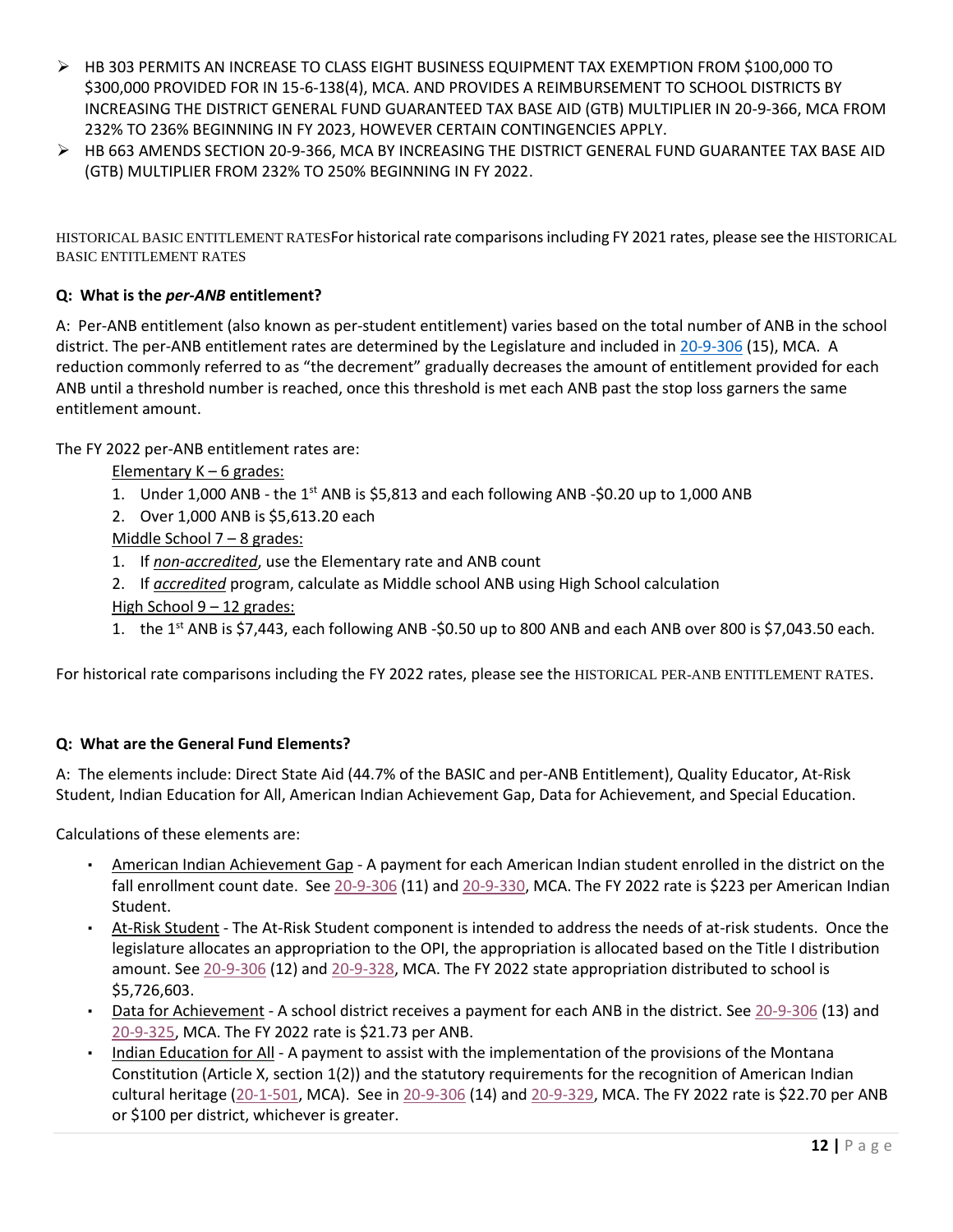- HB 303 PERMITS AN INCREASE TO CLASS EIGHT BUSINESS EQUIPMENT TAX EXEMPTION FROM $100,000 TO $300,000 PROVIDED FOR IN 15-6-138(4), MCA. AND PROVIDES A REIMBURSEMENT TO SCHOOL DISTRICTS BY INCREASING THE DISTRICT GENERAL FUND GUARANTEED TAX BASE AID (GTB) MULTIPLIER IN 20-9-366, MCA FROM 232% TO 236% BEGINNING IN FY 2023, HOWEVER CERTAIN CONTINGENCIES APPLY.
- HB 663 AMENDS SECTION 20-9-366, MCA BY INCREASING THE DISTRICT GENERAL FUND GUARANTEE TAX BASE AID (GTB) MULTIPLIER FROM 232% TO 250% BEGINNING IN FY 2022.

HISTORICAL BASIC ENTITLEMENT RATESFor historical rate comparisons including FY 2021 rates, please see the HISTORICAL BASIC ENTITLEMENT RATES

**Q: What is the *per-ANB* entitlement?**

A: Per-ANB entitlement (also known as per-student entitlement) varies based on the total number of ANB in the school district. The per-ANB entitlement rates are determined by the Legislature and included in 20-9-306 (15), MCA. A reduction commonly referred to as "the decrement" gradually decreases the amount of entitlement provided for each ANB until a threshold number is reached, once this threshold is met each ANB past the stop loss garners the same entitlement amount.

The FY 2022 per-ANB entitlement rates are:

Elementary K – 6 grades:

1. Under 1,000 ANB - the 1st ANB is $5,813 and each following ANB -$0.20 up to 1,000 ANB
2. Over 1,000 ANB is $5,613.20 each

Middle School 7 – 8 grades:

1. If *non-accredited*, use the Elementary rate and ANB count
2. If *accredited* program, calculate as Middle school ANB using High School calculation

High School 9 – 12 grades:

1. the 1st ANB is $7,443, each following ANB -$0.50 up to 800 ANB and each ANB over 800 is $7,043.50 each.

For historical rate comparisons including the FY 2022 rates, please see the HISTORICAL PER-ANB ENTITLEMENT RATES.

**Q: What are the General Fund Elements?**

A: The elements include: Direct State Aid (44.7% of the BASIC and per-ANB Entitlement), Quality Educator, At-Risk Student, Indian Education for All, American Indian Achievement Gap, Data for Achievement, and Special Education.

Calculations of these elements are:

- American Indian Achievement Gap - A payment for each American Indian student enrolled in the district on the fall enrollment count date. See 20-9-306 (11) and 20-9-330, MCA. The FY 2022 rate is $223 per American Indian Student.
- At-Risk Student - The At-Risk Student component is intended to address the needs of at-risk students. Once the legislature allocates an appropriation to the OPI, the appropriation is allocated based on the Title I distribution amount. See 20-9-306 (12) and 20-9-328, MCA. The FY 2022 state appropriation distributed to school is $5,726,603.
- Data for Achievement - A school district receives a payment for each ANB in the district. See 20-9-306 (13) and 20-9-325, MCA. The FY 2022 rate is $21.73 per ANB.
- Indian Education for All - A payment to assist with the implementation of the provisions of the Montana Constitution (Article X, section 1(2)) and the statutory requirements for the recognition of American Indian cultural heritage (20-1-501, MCA). See in 20-9-306 (14) and 20-9-329, MCA. The FY 2022 rate is $22.70 per ANB or $100 per district, whichever is greater.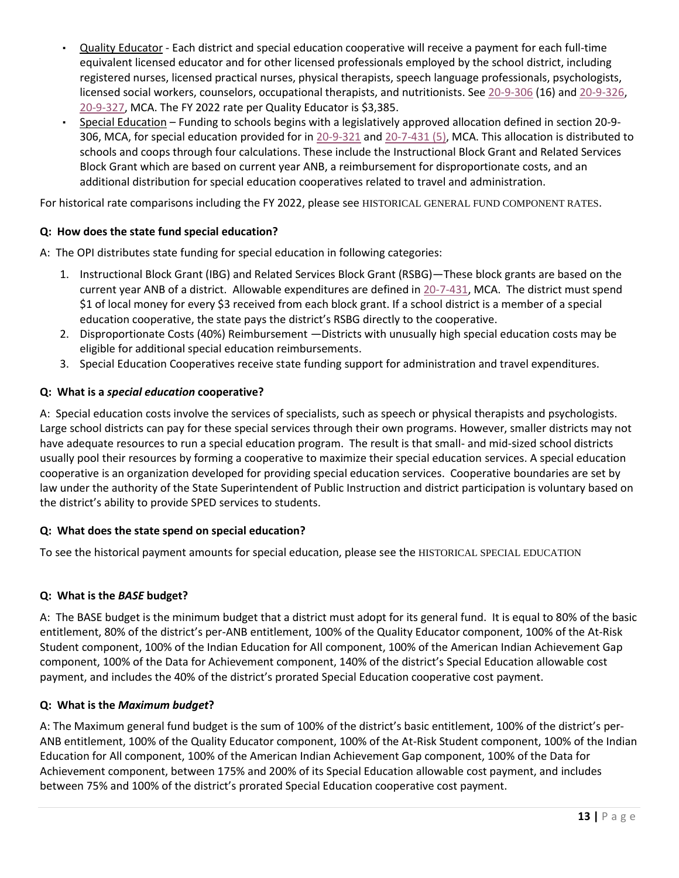- Quality Educator - Each district and special education cooperative will receive a payment for each full-time equivalent licensed educator and for other licensed professionals employed by the school district, including registered nurses, licensed practical nurses, physical therapists, speech language professionals, psychologists, licensed social workers, counselors, occupational therapists, and nutritionists. See 20-9-306 (16) and 20-9-326, 20-9-327, MCA. The FY 2022 rate per Quality Educator is $3,385.
- Special Education – Funding to schools begins with a legislatively approved allocation defined in section 20-9-306, MCA, for special education provided for in 20-9-321 and 20-7-431 (5), MCA. This allocation is distributed to schools and coops through four calculations. These include the Instructional Block Grant and Related Services Block Grant which are based on current year ANB, a reimbursement for disproportionate costs, and an additional distribution for special education cooperatives related to travel and administration.

For historical rate comparisons including the FY 2022, please see HISTORICAL GENERAL FUND COMPONENT RATES.

**Q: How does the state fund special education?**

A: The OPI distributes state funding for special education in following categories:

1. Instructional Block Grant (IBG) and Related Services Block Grant (RSBG)—These block grants are based on the current year ANB of a district. Allowable expenditures are defined in 20-7-431, MCA. The district must spend $1 of local money for every $3 received from each block grant. If a school district is a member of a special education cooperative, the state pays the district's RSBG directly to the cooperative.
2. Disproportionate Costs (40%) Reimbursement —Districts with unusually high special education costs may be eligible for additional special education reimbursements.
3. Special Education Cooperatives receive state funding support for administration and travel expenditures.

**Q: What is a *special education* cooperative?**

A: Special education costs involve the services of specialists, such as speech or physical therapists and psychologists. Large school districts can pay for these special services through their own programs. However, smaller districts may not have adequate resources to run a special education program. The result is that small- and mid-sized school districts usually pool their resources by forming a cooperative to maximize their special education services. A special education cooperative is an organization developed for providing special education services. Cooperative boundaries are set by law under the authority of the State Superintendent of Public Instruction and district participation is voluntary based on the district's ability to provide SPED services to students.

**Q: What does the state spend on special education?**

To see the historical payment amounts for special education, please see the HISTORICAL SPECIAL EDUCATION

**Q: What is the *BASE* budget?**

A: The BASE budget is the minimum budget that a district must adopt for its general fund. It is equal to 80% of the basic entitlement, 80% of the district's per-ANB entitlement, 100% of the Quality Educator component, 100% of the At-Risk Student component, 100% of the Indian Education for All component, 100% of the American Indian Achievement Gap component, 100% of the Data for Achievement component, 140% of the district's Special Education allowable cost payment, and includes the 40% of the district's prorated Special Education cooperative cost payment.

**Q: What is the *Maximum budget*?**

A: The Maximum general fund budget is the sum of 100% of the district's basic entitlement, 100% of the district's per-ANB entitlement, 100% of the Quality Educator component, 100% of the At-Risk Student component, 100% of the Indian Education for All component, 100% of the American Indian Achievement Gap component, 100% of the Data for Achievement component, between 175% and 200% of its Special Education allowable cost payment, and includes between 75% and 100% of the district's prorated Special Education cooperative cost payment.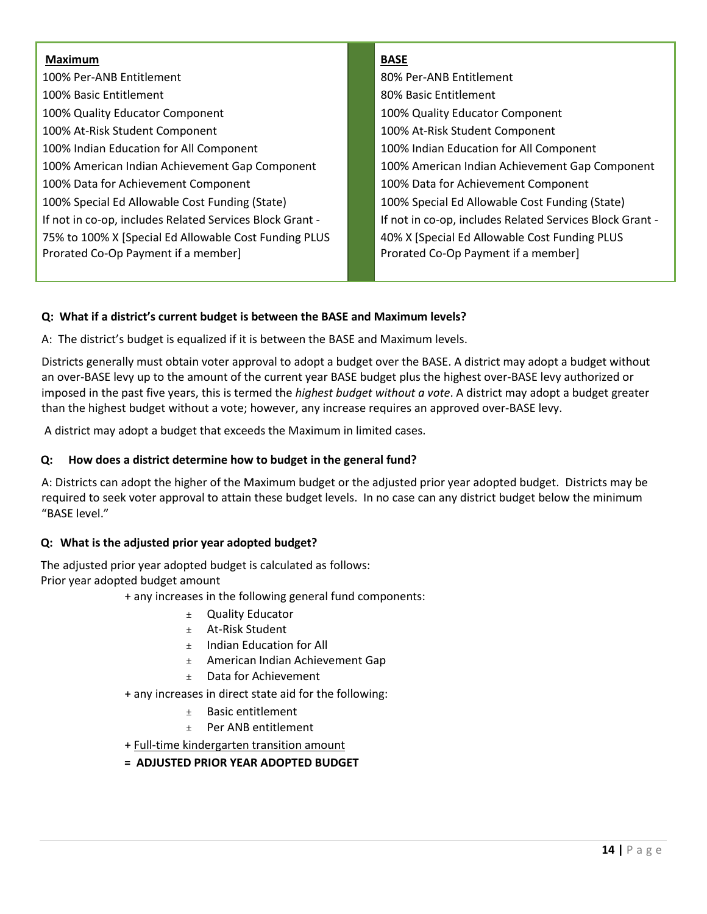| Maximum | BASE |
| --- | --- |
| 100% Per-ANB Entitlement | 80% Per-ANB Entitlement |
| 100% Basic Entitlement | 80% Basic Entitlement |
| 100% Quality Educator Component | 100% Quality Educator Component |
| 100% At-Risk Student Component | 100% At-Risk Student Component |
| 100% Indian Education for All Component | 100% Indian Education for All Component |
| 100% American Indian Achievement Gap Component | 100% American Indian Achievement Gap Component |
| 100% Data for Achievement Component | 100% Data for Achievement Component |
| 100% Special Ed Allowable Cost Funding (State) | 100% Special Ed Allowable Cost Funding (State) |
| If not in co-op, includes Related Services Block Grant - 75% to 100% X [Special Ed Allowable Cost Funding PLUS Prorated Co-Op Payment if a member] | If not in co-op, includes Related Services Block Grant - 40% X [Special Ed Allowable Cost Funding PLUS Prorated Co-Op Payment if a member] |

**Q: What if a district's current budget is between the BASE and Maximum levels?**

A: The district's budget is equalized if it is between the BASE and Maximum levels.

Districts generally must obtain voter approval to adopt a budget over the BASE. A district may adopt a budget without an over-BASE levy up to the amount of the current year BASE budget plus the highest over-BASE levy authorized or imposed in the past five years, this is termed the *highest budget without a vote*. A district may adopt a budget greater than the highest budget without a vote; however, any increase requires an approved over-BASE levy.

A district may adopt a budget that exceeds the Maximum in limited cases.

**Q: How does a district determine how to budget in the general fund?**

A: Districts can adopt the higher of the Maximum budget or the adjusted prior year adopted budget. Districts may be required to seek voter approval to attain these budget levels. In no case can any district budget below the minimum "BASE level."

**Q: What is the adjusted prior year adopted budget?**

The adjusted prior year adopted budget is calculated as follows:
Prior year adopted budget amount

+ any increases in the following general fund components:
    - ± Quality Educator
    - ± At-Risk Student
    - ± Indian Education for All
    - ± American Indian Achievement Gap
    - ± Data for Achievement
+ any increases in direct state aid for the following:
    - ± Basic entitlement
    - ± Per ANB entitlement
+ <u>Full-time kindergarten transition amount</u>

**= ADJUSTED PRIOR YEAR ADOPTED BUDGET**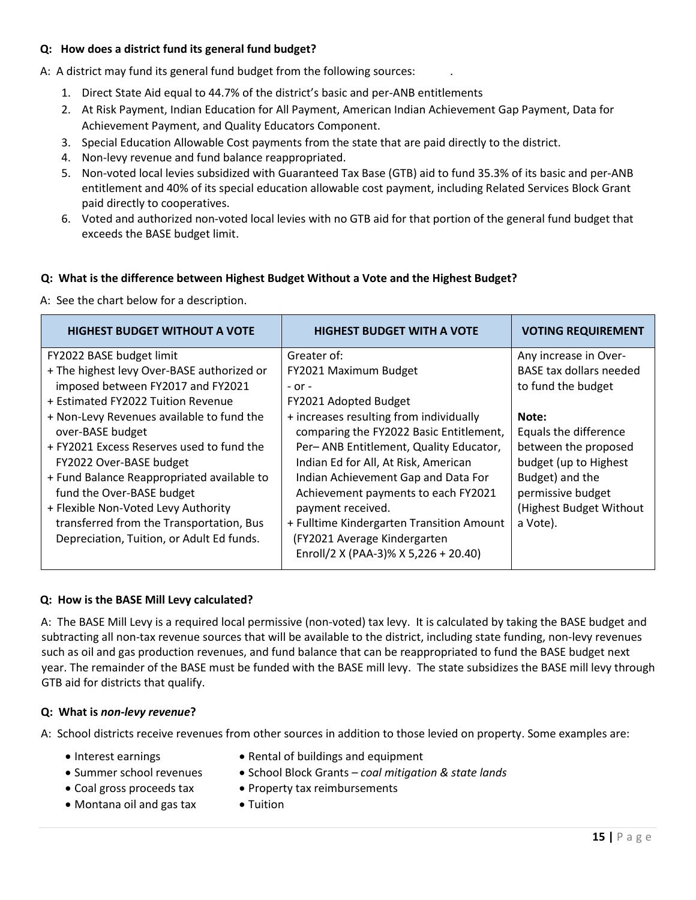**Q: How does a district fund its general fund budget?**

A: A district may fund its general fund budget from the following sources: .

1. Direct State Aid equal to 44.7% of the district's basic and per-ANB entitlements
2. At Risk Payment, Indian Education for All Payment, American Indian Achievement Gap Payment, Data for Achievement Payment, and Quality Educators Component.
3. Special Education Allowable Cost payments from the state that are paid directly to the district.
4. Non-levy revenue and fund balance reappropriated.
5. Non-voted local levies subsidized with Guaranteed Tax Base (GTB) aid to fund 35.3% of its basic and per-ANB entitlement and 40% of its special education allowable cost payment, including Related Services Block Grant paid directly to cooperatives.
6. Voted and authorized non-voted local levies with no GTB aid for that portion of the general fund budget that exceeds the BASE budget limit.

**Q: What is the difference between Highest Budget Without a Vote and the Highest Budget?**

A: See the chart below for a description.

| HIGHEST BUDGET WITHOUT A VOTE | HIGHEST BUDGET WITH A VOTE | VOTING REQUIREMENT |
|---|---|---|
| FY2022 BASE budget limit<br>+ The highest levy Over-BASE authorized or imposed between FY2017 and FY2021<br>+ Estimated FY2022 Tuition Revenue<br>+ Non-Levy Revenues available to fund the over-BASE budget<br>+ FY2021 Excess Reserves used to fund the FY2022 Over-BASE budget<br>+ Fund Balance Reappropriated available to fund the Over-BASE budget<br>+ Flexible Non-Voted Levy Authority transferred from the Transportation, Bus Depreciation, Tuition, or Adult Ed funds. | Greater of:<br>FY2021 Maximum Budget<br>- or -<br>FY2021 Adopted Budget<br>+ increases resulting from individually comparing the FY2022 Basic Entitlement, Per– ANB Entitlement, Quality Educator, Indian Ed for All, At Risk, American Indian Achievement Gap and Data For Achievement payments to each FY2021 payment received.<br>+ Fulltime Kindergarten Transition Amount (FY2021 Average Kindergarten Enroll/2 X (PAA-3)% X 5,226 + 20.40) | Any increase in Over-BASE tax dollars needed to fund the budget<br><br>**Note:**<br>Equals the difference between the proposed budget (up to Highest Budget) and the permissive budget (Highest Budget Without a Vote). |

**Q: How is the BASE Mill Levy calculated?**

A: The BASE Mill Levy is a required local permissive (non-voted) tax levy. It is calculated by taking the BASE budget and subtracting all non-tax revenue sources that will be available to the district, including state funding, non-levy revenues such as oil and gas production revenues, and fund balance that can be reappropriated to fund the BASE budget next year. The remainder of the BASE must be funded with the BASE mill levy. The state subsidizes the BASE mill levy through GTB aid for districts that qualify.

**Q: What is *non-levy revenue*?**

A: School districts receive revenues from other sources in addition to those levied on property. Some examples are:

- Interest earnings
- Summer school revenues
- Coal gross proceeds tax
- Montana oil and gas tax
- Rental of buildings and equipment
- School Block Grants – *coal mitigation & state lands*
- Property tax reimbursements
- Tuition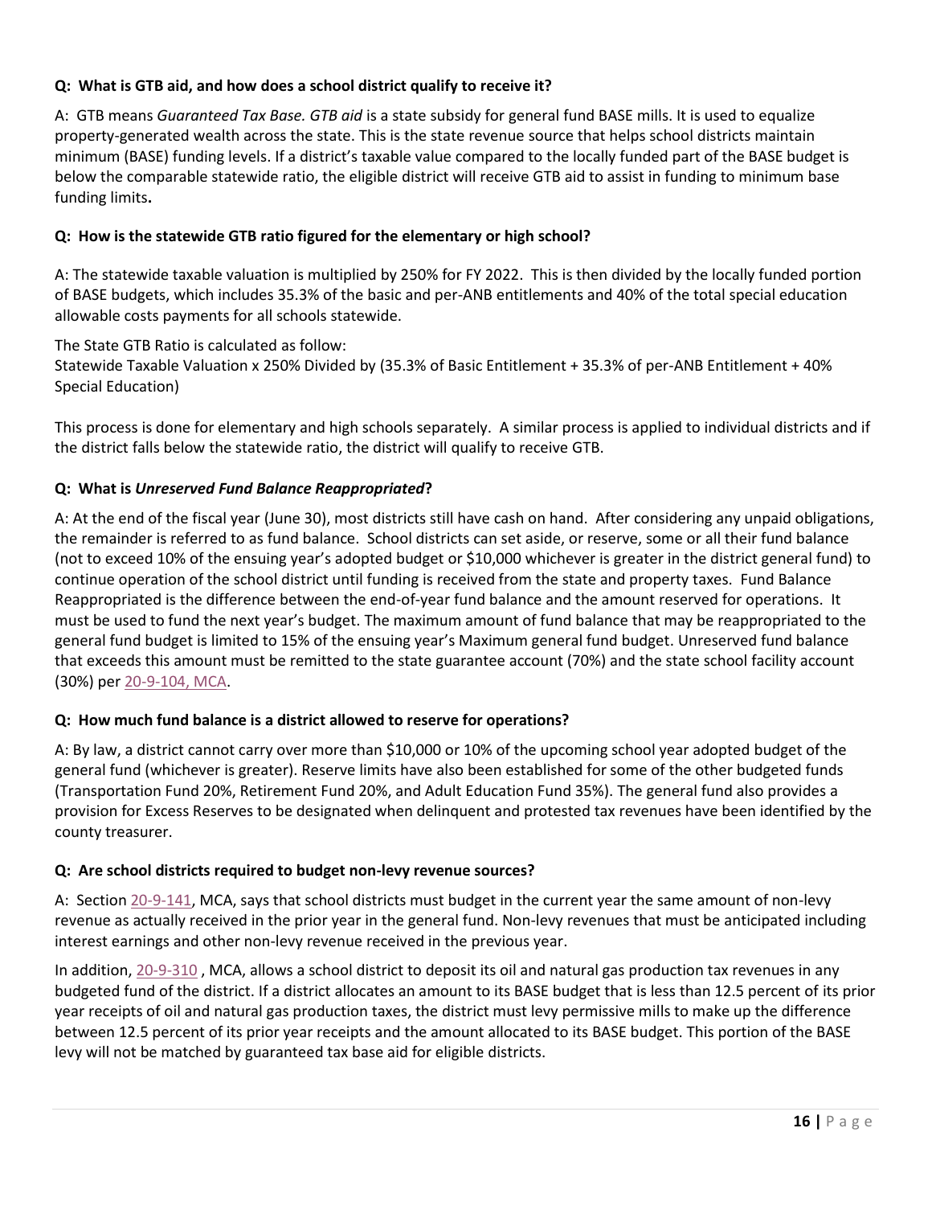**Q: What is GTB aid, and how does a school district qualify to receive it?**

A: GTB means *Guaranteed Tax Base. GTB aid* is a state subsidy for general fund BASE mills. It is used to equalize property-generated wealth across the state. This is the state revenue source that helps school districts maintain minimum (BASE) funding levels. If a district's taxable value compared to the locally funded part of the BASE budget is below the comparable statewide ratio, the eligible district will receive GTB aid to assist in funding to minimum base funding limits**.**

**Q: How is the statewide GTB ratio figured for the elementary or high school?**

A: The statewide taxable valuation is multiplied by 250% for FY 2022. This is then divided by the locally funded portion of BASE budgets, which includes 35.3% of the basic and per-ANB entitlements and 40% of the total special education allowable costs payments for all schools statewide.

The State GTB Ratio is calculated as follow:
Statewide Taxable Valuation x 250% Divided by (35.3% of Basic Entitlement + 35.3% of per-ANB Entitlement + 40% Special Education)

This process is done for elementary and high schools separately. A similar process is applied to individual districts and if the district falls below the statewide ratio, the district will qualify to receive GTB.

**Q: What is *Unreserved Fund Balance Reappropriated*?**

A: At the end of the fiscal year (June 30), most districts still have cash on hand. After considering any unpaid obligations, the remainder is referred to as fund balance. School districts can set aside, or reserve, some or all their fund balance (not to exceed 10% of the ensuing year's adopted budget or $10,000 whichever is greater in the district general fund) to continue operation of the school district until funding is received from the state and property taxes. Fund Balance Reappropriated is the difference between the end-of-year fund balance and the amount reserved for operations. It must be used to fund the next year's budget. The maximum amount of fund balance that may be reappropriated to the general fund budget is limited to 15% of the ensuing year's Maximum general fund budget. Unreserved fund balance that exceeds this amount must be remitted to the state guarantee account (70%) and the state school facility account (30%) per 20-9-104, MCA.

**Q: How much fund balance is a district allowed to reserve for operations?**

A: By law, a district cannot carry over more than $10,000 or 10% of the upcoming school year adopted budget of the general fund (whichever is greater). Reserve limits have also been established for some of the other budgeted funds (Transportation Fund 20%, Retirement Fund 20%, and Adult Education Fund 35%). The general fund also provides a provision for Excess Reserves to be designated when delinquent and protested tax revenues have been identified by the county treasurer.

**Q: Are school districts required to budget non-levy revenue sources?**

A: Section 20-9-141, MCA, says that school districts must budget in the current year the same amount of non-levy revenue as actually received in the prior year in the general fund. Non-levy revenues that must be anticipated including interest earnings and other non-levy revenue received in the previous year.

In addition, 20-9-310 , MCA, allows a school district to deposit its oil and natural gas production tax revenues in any budgeted fund of the district. If a district allocates an amount to its BASE budget that is less than 12.5 percent of its prior year receipts of oil and natural gas production taxes, the district must levy permissive mills to make up the difference between 12.5 percent of its prior year receipts and the amount allocated to its BASE budget. This portion of the BASE levy will not be matched by guaranteed tax base aid for eligible districts.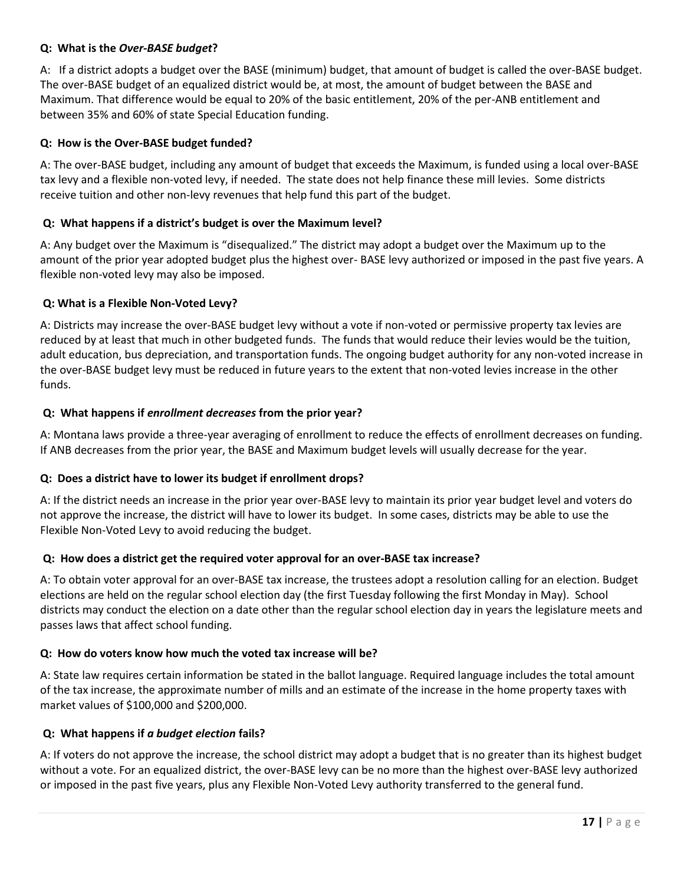**Q: What is the *Over-BASE budget*?**

A: If a district adopts a budget over the BASE (minimum) budget, that amount of budget is called the over-BASE budget. The over-BASE budget of an equalized district would be, at most, the amount of budget between the BASE and Maximum. That difference would be equal to 20% of the basic entitlement, 20% of the per-ANB entitlement and between 35% and 60% of state Special Education funding.

**Q: How is the Over-BASE budget funded?**

A: The over-BASE budget, including any amount of budget that exceeds the Maximum, is funded using a local over-BASE tax levy and a flexible non-voted levy, if needed. The state does not help finance these mill levies. Some districts receive tuition and other non-levy revenues that help fund this part of the budget.

**Q: What happens if a district's budget is over the Maximum level?**

A: Any budget over the Maximum is "disequalized." The district may adopt a budget over the Maximum up to the amount of the prior year adopted budget plus the highest over- BASE levy authorized or imposed in the past five years. A flexible non-voted levy may also be imposed.

**Q: What is a Flexible Non-Voted Levy?**

A: Districts may increase the over-BASE budget levy without a vote if non-voted or permissive property tax levies are reduced by at least that much in other budgeted funds. The funds that would reduce their levies would be the tuition, adult education, bus depreciation, and transportation funds. The ongoing budget authority for any non-voted increase in the over-BASE budget levy must be reduced in future years to the extent that non-voted levies increase in the other funds.

**Q: What happens if *enrollment decreases* from the prior year?**

A: Montana laws provide a three-year averaging of enrollment to reduce the effects of enrollment decreases on funding. If ANB decreases from the prior year, the BASE and Maximum budget levels will usually decrease for the year.

**Q: Does a district have to lower its budget if enrollment drops?**

A: If the district needs an increase in the prior year over-BASE levy to maintain its prior year budget level and voters do not approve the increase, the district will have to lower its budget. In some cases, districts may be able to use the Flexible Non-Voted Levy to avoid reducing the budget.

**Q: How does a district get the required voter approval for an over-BASE tax increase?**

A: To obtain voter approval for an over-BASE tax increase, the trustees adopt a resolution calling for an election. Budget elections are held on the regular school election day (the first Tuesday following the first Monday in May). School districts may conduct the election on a date other than the regular school election day in years the legislature meets and passes laws that affect school funding.

**Q: How do voters know how much the voted tax increase will be?**

A: State law requires certain information be stated in the ballot language. Required language includes the total amount of the tax increase, the approximate number of mills and an estimate of the increase in the home property taxes with market values of $100,000 and $200,000.

**Q: What happens if *a budget election* fails?**

A: If voters do not approve the increase, the school district may adopt a budget that is no greater than its highest budget without a vote. For an equalized district, the over-BASE levy can be no more than the highest over-BASE levy authorized or imposed in the past five years, plus any Flexible Non-Voted Levy authority transferred to the general fund.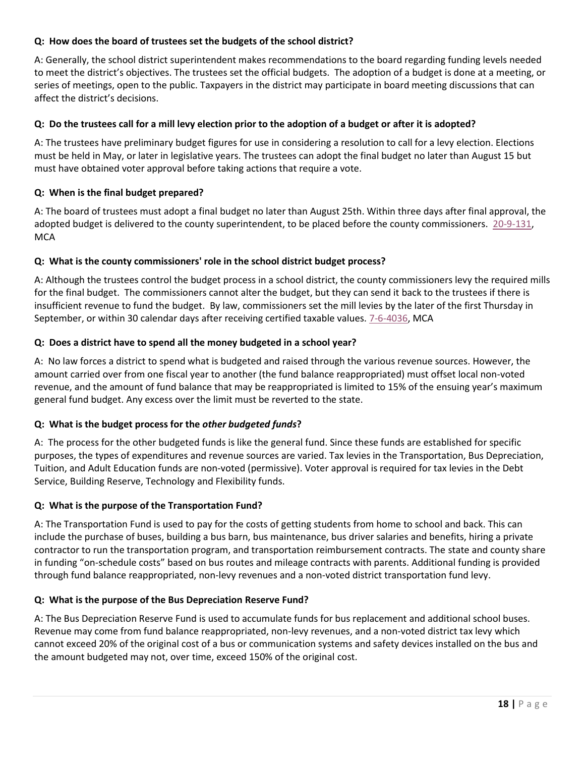**Q: How does the board of trustees set the budgets of the school district?**

A: Generally, the school district superintendent makes recommendations to the board regarding funding levels needed to meet the district's objectives. The trustees set the official budgets. The adoption of a budget is done at a meeting, or series of meetings, open to the public. Taxpayers in the district may participate in board meeting discussions that can affect the district's decisions.

**Q: Do the trustees call for a mill levy election prior to the adoption of a budget or after it is adopted?**

A: The trustees have preliminary budget figures for use in considering a resolution to call for a levy election. Elections must be held in May, or later in legislative years. The trustees can adopt the final budget no later than August 15 but must have obtained voter approval before taking actions that require a vote.

**Q: When is the final budget prepared?**

A: The board of trustees must adopt a final budget no later than August 25th. Within three days after final approval, the adopted budget is delivered to the county superintendent, to be placed before the county commissioners. 20-9-131, MCA

**Q: What is the county commissioners' role in the school district budget process?**

A: Although the trustees control the budget process in a school district, the county commissioners levy the required mills for the final budget. The commissioners cannot alter the budget, but they can send it back to the trustees if there is insufficient revenue to fund the budget. By law, commissioners set the mill levies by the later of the first Thursday in September, or within 30 calendar days after receiving certified taxable values. 7-6-4036, MCA

**Q: Does a district have to spend all the money budgeted in a school year?**

A: No law forces a district to spend what is budgeted and raised through the various revenue sources. However, the amount carried over from one fiscal year to another (the fund balance reappropriated) must offset local non-voted revenue, and the amount of fund balance that may be reappropriated is limited to 15% of the ensuing year's maximum general fund budget. Any excess over the limit must be reverted to the state.

**Q: What is the budget process for the *other budgeted funds*?**

A: The process for the other budgeted funds is like the general fund. Since these funds are established for specific purposes, the types of expenditures and revenue sources are varied. Tax levies in the Transportation, Bus Depreciation, Tuition, and Adult Education funds are non-voted (permissive). Voter approval is required for tax levies in the Debt Service, Building Reserve, Technology and Flexibility funds.

**Q: What is the purpose of the Transportation Fund?**

A: The Transportation Fund is used to pay for the costs of getting students from home to school and back. This can include the purchase of buses, building a bus barn, bus maintenance, bus driver salaries and benefits, hiring a private contractor to run the transportation program, and transportation reimbursement contracts. The state and county share in funding "on-schedule costs" based on bus routes and mileage contracts with parents. Additional funding is provided through fund balance reappropriated, non-levy revenues and a non-voted district transportation fund levy.

**Q: What is the purpose of the Bus Depreciation Reserve Fund?**

A: The Bus Depreciation Reserve Fund is used to accumulate funds for bus replacement and additional school buses. Revenue may come from fund balance reappropriated, non-levy revenues, and a non-voted district tax levy which cannot exceed 20% of the original cost of a bus or communication systems and safety devices installed on the bus and the amount budgeted may not, over time, exceed 150% of the original cost.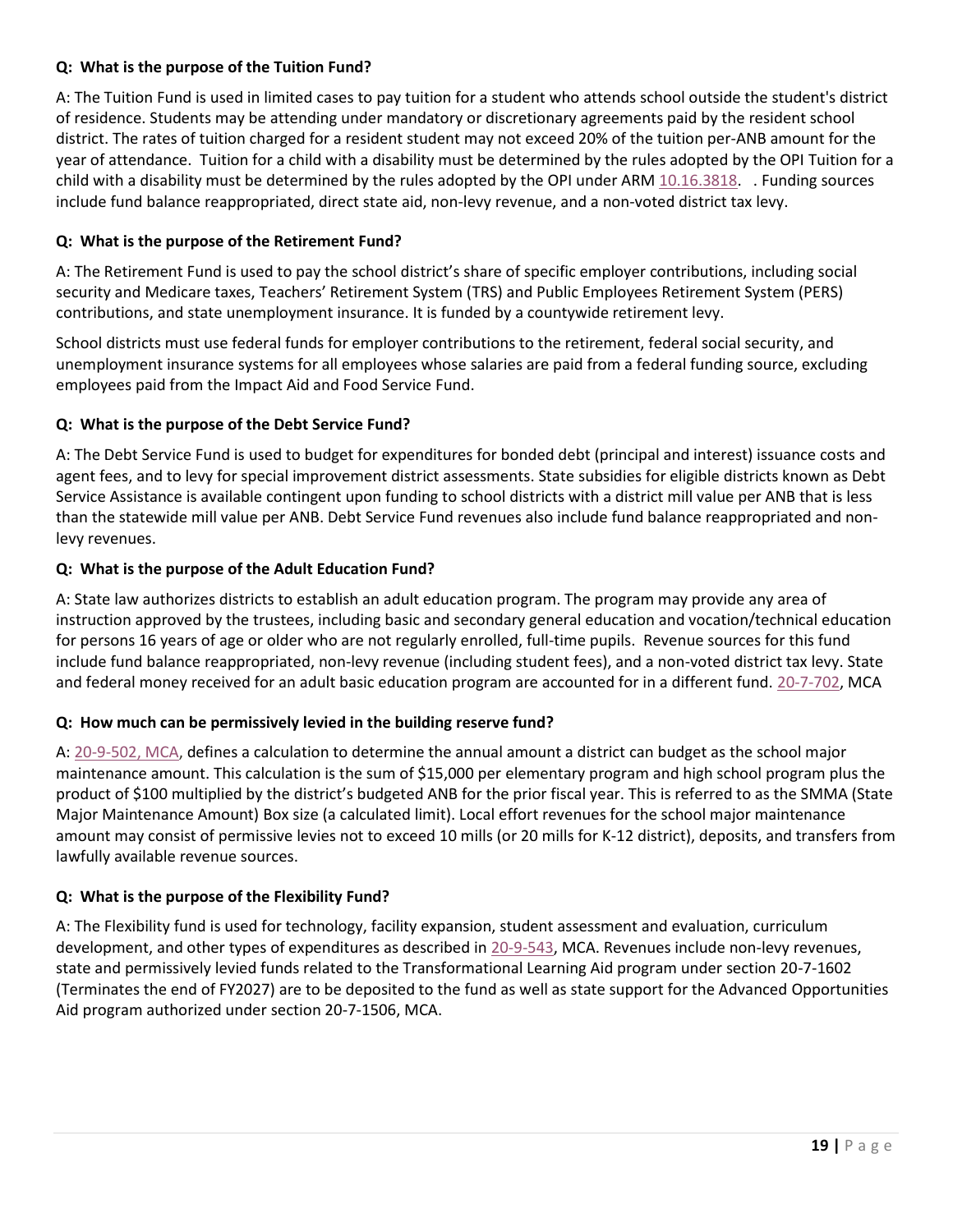**Q: What is the purpose of the Tuition Fund?**

A: The Tuition Fund is used in limited cases to pay tuition for a student who attends school outside the student's district of residence. Students may be attending under mandatory or discretionary agreements paid by the resident school district. The rates of tuition charged for a resident student may not exceed 20% of the tuition per-ANB amount for the year of attendance. Tuition for a child with a disability must be determined by the rules adopted by the OPI Tuition for a child with a disability must be determined by the rules adopted by the OPI under ARM 10.16.3818. . Funding sources include fund balance reappropriated, direct state aid, non-levy revenue, and a non-voted district tax levy.

**Q: What is the purpose of the Retirement Fund?**

A: The Retirement Fund is used to pay the school district's share of specific employer contributions, including social security and Medicare taxes, Teachers' Retirement System (TRS) and Public Employees Retirement System (PERS) contributions, and state unemployment insurance. It is funded by a countywide retirement levy.

School districts must use federal funds for employer contributions to the retirement, federal social security, and unemployment insurance systems for all employees whose salaries are paid from a federal funding source, excluding employees paid from the Impact Aid and Food Service Fund.

**Q: What is the purpose of the Debt Service Fund?**

A: The Debt Service Fund is used to budget for expenditures for bonded debt (principal and interest) issuance costs and agent fees, and to levy for special improvement district assessments. State subsidies for eligible districts known as Debt Service Assistance is available contingent upon funding to school districts with a district mill value per ANB that is less than the statewide mill value per ANB. Debt Service Fund revenues also include fund balance reappropriated and non-levy revenues.

**Q: What is the purpose of the Adult Education Fund?**

A: State law authorizes districts to establish an adult education program. The program may provide any area of instruction approved by the trustees, including basic and secondary general education and vocation/technical education for persons 16 years of age or older who are not regularly enrolled, full-time pupils. Revenue sources for this fund include fund balance reappropriated, non-levy revenue (including student fees), and a non-voted district tax levy. State and federal money received for an adult basic education program are accounted for in a different fund. 20-7-702, MCA

**Q: How much can be permissively levied in the building reserve fund?**

A: 20-9-502, MCA, defines a calculation to determine the annual amount a district can budget as the school major maintenance amount. This calculation is the sum of $15,000 per elementary program and high school program plus the product of $100 multiplied by the district's budgeted ANB for the prior fiscal year. This is referred to as the SMMA (State Major Maintenance Amount) Box size (a calculated limit). Local effort revenues for the school major maintenance amount may consist of permissive levies not to exceed 10 mills (or 20 mills for K-12 district), deposits, and transfers from lawfully available revenue sources.

**Q: What is the purpose of the Flexibility Fund?**

A: The Flexibility fund is used for technology, facility expansion, student assessment and evaluation, curriculum development, and other types of expenditures as described in 20-9-543, MCA. Revenues include non-levy revenues, state and permissively levied funds related to the Transformational Learning Aid program under section 20-7-1602 (Terminates the end of FY2027) are to be deposited to the fund as well as state support for the Advanced Opportunities Aid program authorized under section 20-7-1506, MCA.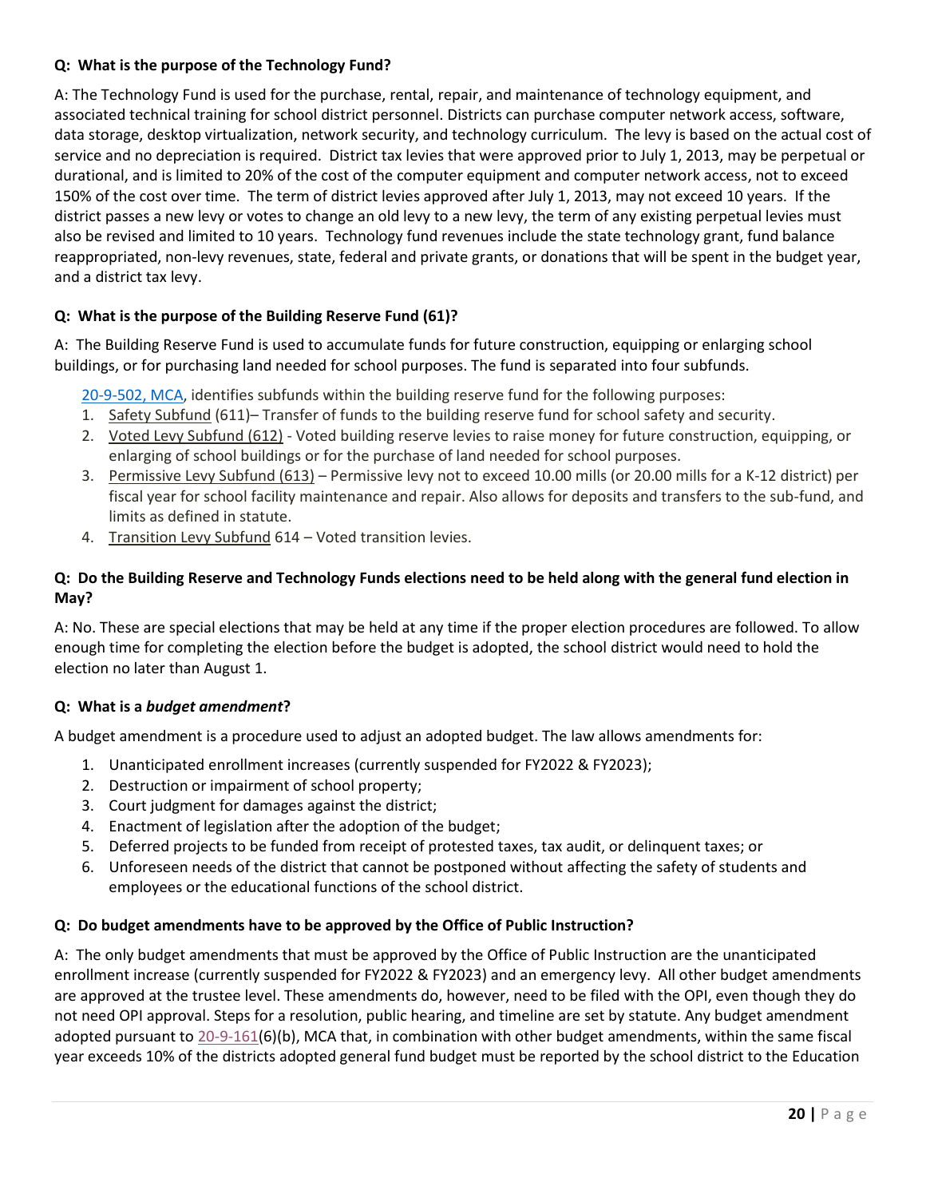**Q: What is the purpose of the Technology Fund?**

A: The Technology Fund is used for the purchase, rental, repair, and maintenance of technology equipment, and associated technical training for school district personnel. Districts can purchase computer network access, software, data storage, desktop virtualization, network security, and technology curriculum. The levy is based on the actual cost of service and no depreciation is required. District tax levies that were approved prior to July 1, 2013, may be perpetual or durational, and is limited to 20% of the cost of the computer equipment and computer network access, not to exceed 150% of the cost over time. The term of district levies approved after July 1, 2013, may not exceed 10 years. If the district passes a new levy or votes to change an old levy to a new levy, the term of any existing perpetual levies must also be revised and limited to 10 years. Technology fund revenues include the state technology grant, fund balance reappropriated, non-levy revenues, state, federal and private grants, or donations that will be spent in the budget year, and a district tax levy.

**Q: What is the purpose of the Building Reserve Fund (61)?**

A: The Building Reserve Fund is used to accumulate funds for future construction, equipping or enlarging school buildings, or for purchasing land needed for school purposes. The fund is separated into four subfunds.

20-9-502, MCA, identifies subfunds within the building reserve fund for the following purposes:

1. Safety Subfund (611)– Transfer of funds to the building reserve fund for school safety and security.
2. Voted Levy Subfund (612) - Voted building reserve levies to raise money for future construction, equipping, or enlarging of school buildings or for the purchase of land needed for school purposes.
3. Permissive Levy Subfund (613) – Permissive levy not to exceed 10.00 mills (or 20.00 mills for a K-12 district) per fiscal year for school facility maintenance and repair. Also allows for deposits and transfers to the sub-fund, and limits as defined in statute.
4. Transition Levy Subfund 614 – Voted transition levies.

**Q: Do the Building Reserve and Technology Funds elections need to be held along with the general fund election in May?**

A: No. These are special elections that may be held at any time if the proper election procedures are followed. To allow enough time for completing the election before the budget is adopted, the school district would need to hold the election no later than August 1.

**Q: What is a *budget amendment*?**

A budget amendment is a procedure used to adjust an adopted budget. The law allows amendments for:

1. Unanticipated enrollment increases (currently suspended for FY2022 & FY2023);
2. Destruction or impairment of school property;
3. Court judgment for damages against the district;
4. Enactment of legislation after the adoption of the budget;
5. Deferred projects to be funded from receipt of protested taxes, tax audit, or delinquent taxes; or
6. Unforeseen needs of the district that cannot be postponed without affecting the safety of students and employees or the educational functions of the school district.

**Q: Do budget amendments have to be approved by the Office of Public Instruction?**

A: The only budget amendments that must be approved by the Office of Public Instruction are the unanticipated enrollment increase (currently suspended for FY2022 & FY2023) and an emergency levy. All other budget amendments are approved at the trustee level. These amendments do, however, need to be filed with the OPI, even though they do not need OPI approval. Steps for a resolution, public hearing, and timeline are set by statute. Any budget amendment adopted pursuant to 20-9-161(6)(b), MCA that, in combination with other budget amendments, within the same fiscal year exceeds 10% of the districts adopted general fund budget must be reported by the school district to the Education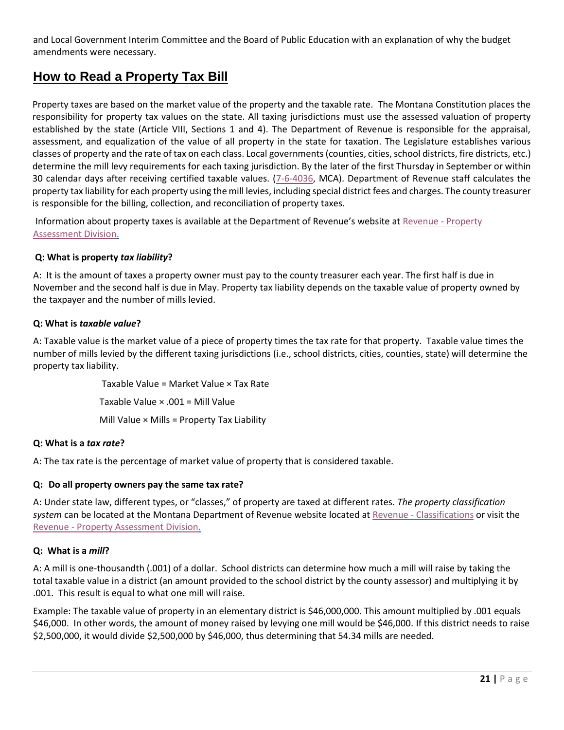and Local Government Interim Committee and the Board of Public Education with an explanation of why the budget amendments were necessary.

## How to Read a Property Tax Bill

Property taxes are based on the market value of the property and the taxable rate. The Montana Constitution places the responsibility for property tax values on the state. All taxing jurisdictions must use the assessed valuation of property established by the state (Article VIII, Sections 1 and 4). The Department of Revenue is responsible for the appraisal, assessment, and equalization of the value of all property in the state for taxation. The Legislature establishes various classes of property and the rate of tax on each class. Local governments (counties, cities, school districts, fire districts, etc.) determine the mill levy requirements for each taxing jurisdiction. By the later of the first Thursday in September or within 30 calendar days after receiving certified taxable values. (7-6-4036, MCA). Department of Revenue staff calculates the property tax liability for each property using the mill levies, including special district fees and charges. The county treasurer is responsible for the billing, collection, and reconciliation of property taxes.

Information about property taxes is available at the Department of Revenue's website at Revenue - Property Assessment Division.

**Q: What is property *tax liability*?**

A: It is the amount of taxes a property owner must pay to the county treasurer each year. The first half is due in November and the second half is due in May. Property tax liability depends on the taxable value of property owned by the taxpayer and the number of mills levied.

**Q: What is *taxable value*?**

A: Taxable value is the market value of a piece of property times the tax rate for that property. Taxable value times the number of mills levied by the different taxing jurisdictions (i.e., school districts, cities, counties, state) will determine the property tax liability.

Taxable Value = Market Value × Tax Rate

Taxable Value × .001 = Mill Value

Mill Value × Mills = Property Tax Liability

**Q: What is a *tax rate*?**

A: The tax rate is the percentage of market value of property that is considered taxable.

**Q: Do all property owners pay the same tax rate?**

A: Under state law, different types, or "classes," of property are taxed at different rates. *The property classification system* can be located at the Montana Department of Revenue website located at Revenue - Classifications or visit the Revenue - Property Assessment Division.

**Q: What is a *mill*?**

A: A mill is one-thousandth (.001) of a dollar. School districts can determine how much a mill will raise by taking the total taxable value in a district (an amount provided to the school district by the county assessor) and multiplying it by .001. This result is equal to what one mill will raise.

Example: The taxable value of property in an elementary district is $46,000,000. This amount multiplied by .001 equals $46,000. In other words, the amount of money raised by levying one mill would be $46,000. If this district needs to raise $2,500,000, it would divide $2,500,000 by $46,000, thus determining that 54.34 mills are needed.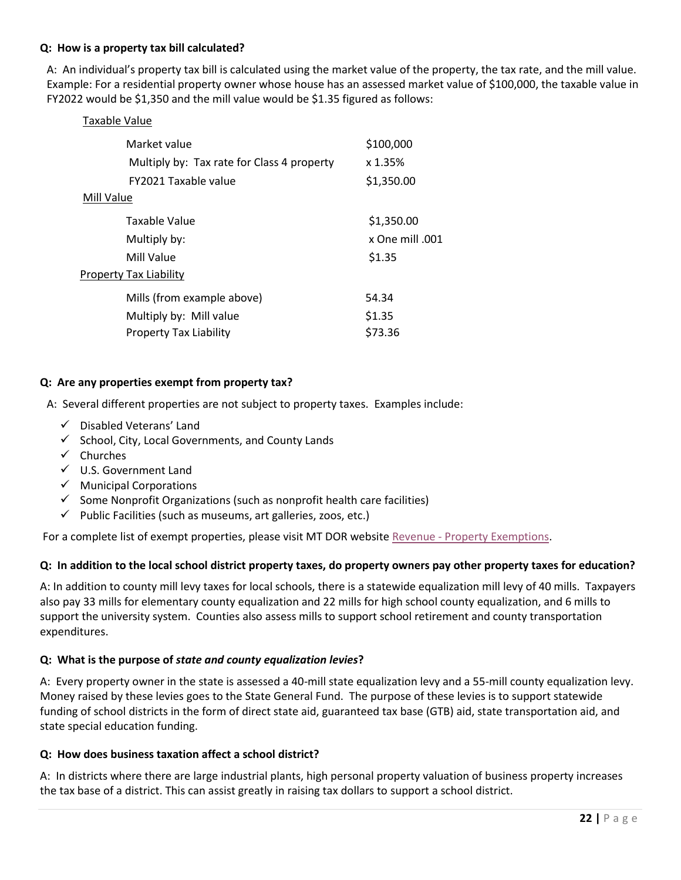**Q: How is a property tax bill calculated?**

A: An individual's property tax bill is calculated using the market value of the property, the tax rate, and the mill value. Example: For a residential property owner whose house has an assessed market value of $100,000, the taxable value in FY2022 would be $1,350 and the mill value would be $1.35 figured as follows:

<u>Taxable Value</u>

| | |
|---|---|
| Market value | $100,000 |
| Multiply by: Tax rate for Class 4 property | x 1.35% |
| FY2021 Taxable value | $1,350.00 |

<u>Mill Value</u>

| | |
|---|---|
| Taxable Value | $1,350.00 |
| Multiply by: | x One mill .001 |
| Mill Value | $1.35 |

<u>Property Tax Liability</u>

| | |
|---|---|
| Mills (from example above) | 54.34 |
| Multiply by: Mill value | $1.35 |
| Property Tax Liability | $73.36 |

**Q: Are any properties exempt from property tax?**

A: Several different properties are not subject to property taxes. Examples include:

- ✓ Disabled Veterans' Land
- ✓ School, City, Local Governments, and County Lands
- ✓ Churches
- ✓ U.S. Government Land
- ✓ Municipal Corporations
- ✓ Some Nonprofit Organizations (such as nonprofit health care facilities)
- ✓ Public Facilities (such as museums, art galleries, zoos, etc.)

For a complete list of exempt properties, please visit MT DOR website Revenue - Property Exemptions.

**Q: In addition to the local school district property taxes, do property owners pay other property taxes for education?**

A: In addition to county mill levy taxes for local schools, there is a statewide equalization mill levy of 40 mills. Taxpayers also pay 33 mills for elementary county equalization and 22 mills for high school county equalization, and 6 mills to support the university system. Counties also assess mills to support school retirement and county transportation expenditures.

**Q: What is the purpose of *state and county equalization levies*?**

A: Every property owner in the state is assessed a 40-mill state equalization levy and a 55-mill county equalization levy. Money raised by these levies goes to the State General Fund. The purpose of these levies is to support statewide funding of school districts in the form of direct state aid, guaranteed tax base (GTB) aid, state transportation aid, and state special education funding.

**Q: How does business taxation affect a school district?**

A: In districts where there are large industrial plants, high personal property valuation of business property increases the tax base of a district. This can assist greatly in raising tax dollars to support a school district.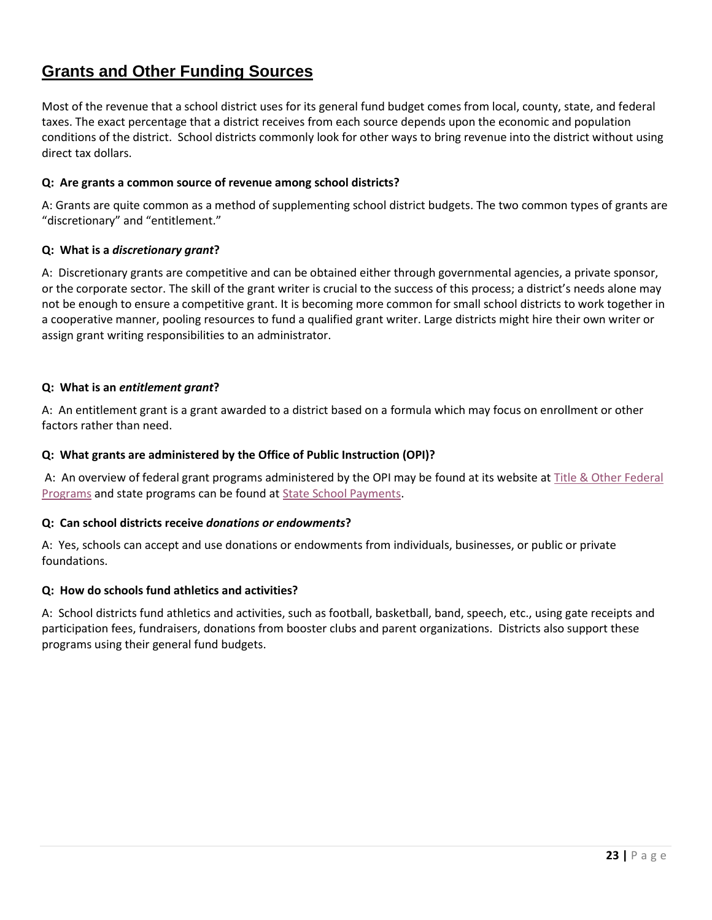## Grants and Other Funding Sources

Most of the revenue that a school district uses for its general fund budget comes from local, county, state, and federal taxes. The exact percentage that a district receives from each source depends upon the economic and population conditions of the district. School districts commonly look for other ways to bring revenue into the district without using direct tax dollars.

**Q: Are grants a common source of revenue among school districts?**

A: Grants are quite common as a method of supplementing school district budgets. The two common types of grants are "discretionary" and "entitlement."

**Q: What is a *discretionary grant*?**

A: Discretionary grants are competitive and can be obtained either through governmental agencies, a private sponsor, or the corporate sector. The skill of the grant writer is crucial to the success of this process; a district's needs alone may not be enough to ensure a competitive grant. It is becoming more common for small school districts to work together in a cooperative manner, pooling resources to fund a qualified grant writer. Large districts might hire their own writer or assign grant writing responsibilities to an administrator.

**Q: What is an *entitlement grant*?**

A: An entitlement grant is a grant awarded to a district based on a formula which may focus on enrollment or other factors rather than need.

**Q: What grants are administered by the Office of Public Instruction (OPI)?**

A: An overview of federal grant programs administered by the OPI may be found at its website at Title & Other Federal Programs and state programs can be found at State School Payments.

**Q: Can school districts receive *donations or endowments*?**

A: Yes, schools can accept and use donations or endowments from individuals, businesses, or public or private foundations.

**Q: How do schools fund athletics and activities?**

A: School districts fund athletics and activities, such as football, basketball, band, speech, etc., using gate receipts and participation fees, fundraisers, donations from booster clubs and parent organizations. Districts also support these programs using their general fund budgets.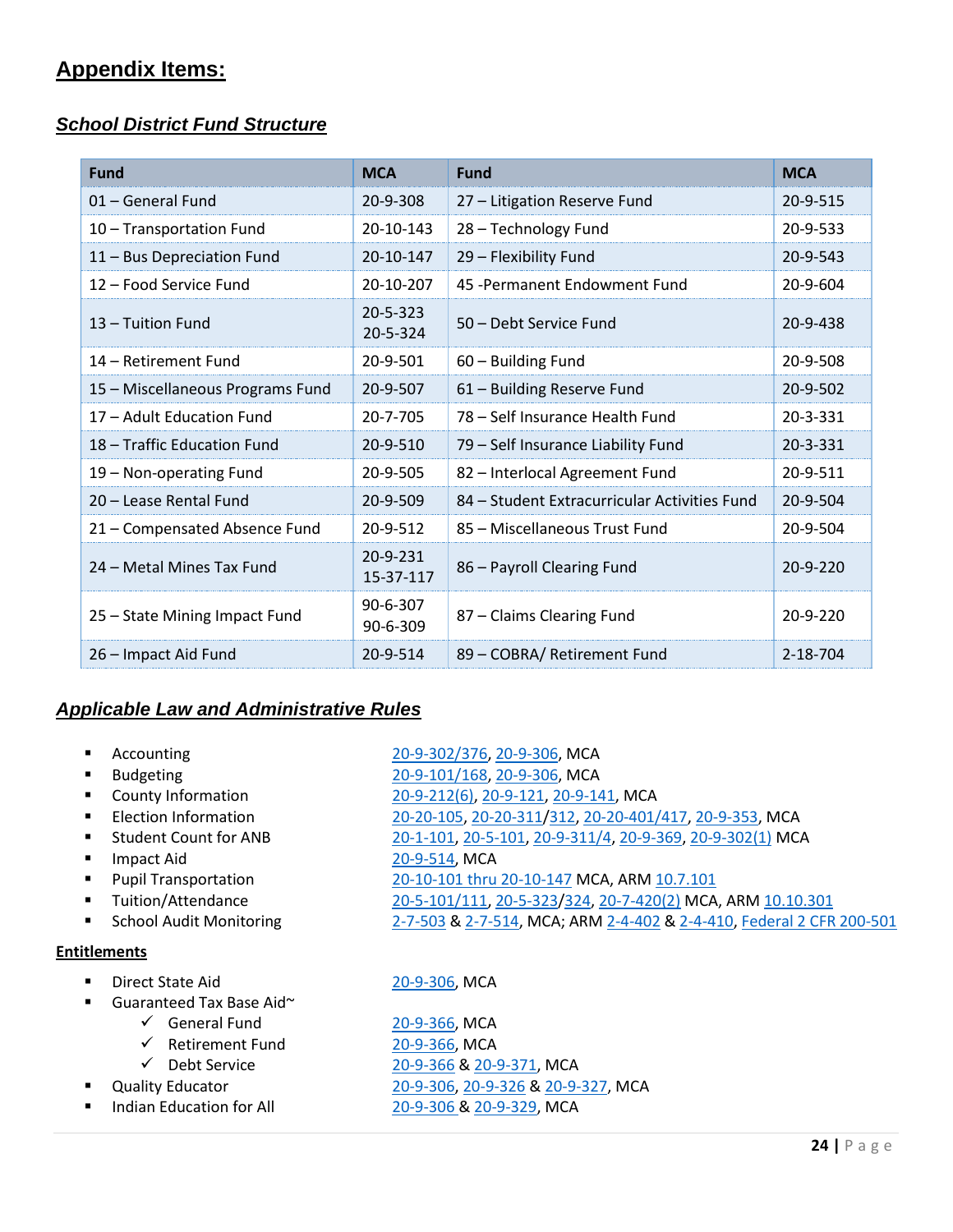## Appendix Items:

### School District Fund Structure

| Fund | MCA | Fund | MCA |
|---|---|---|---|
| 01 – General Fund | 20-9-308 | 27 – Litigation Reserve Fund | 20-9-515 |
| 10 – Transportation Fund | 20-10-143 | 28 – Technology Fund | 20-9-533 |
| 11 – Bus Depreciation Fund | 20-10-147 | 29 – Flexibility Fund | 20-9-543 |
| 12 – Food Service Fund | 20-10-207 | 45 -Permanent Endowment Fund | 20-9-604 |
| 13 – Tuition Fund | 20-5-323 20-5-324 | 50 – Debt Service Fund | 20-9-438 |
| 14 – Retirement Fund | 20-9-501 | 60 – Building Fund | 20-9-508 |
| 15 – Miscellaneous Programs Fund | 20-9-507 | 61 – Building Reserve Fund | 20-9-502 |
| 17 – Adult Education Fund | 20-7-705 | 78 – Self Insurance Health Fund | 20-3-331 |
| 18 – Traffic Education Fund | 20-9-510 | 79 – Self Insurance Liability Fund | 20-3-331 |
| 19 – Non-operating Fund | 20-9-505 | 82 – Interlocal Agreement Fund | 20-9-511 |
| 20 – Lease Rental Fund | 20-9-509 | 84 – Student Extracurricular Activities Fund | 20-9-504 |
| 21 – Compensated Absence Fund | 20-9-512 | 85 – Miscellaneous Trust Fund | 20-9-504 |
| 24 – Metal Mines Tax Fund | 20-9-231 15-37-117 | 86 – Payroll Clearing Fund | 20-9-220 |
| 25 – State Mining Impact Fund | 90-6-307 90-6-309 | 87 – Claims Clearing Fund | 20-9-220 |
| 26 – Impact Aid Fund | 20-9-514 | 89 – COBRA/ Retirement Fund | 2-18-704 |

### Applicable Law and Administrative Rules

- Accounting — 20-9-302/376, 20-9-306, MCA
- Budgeting — 20-9-101/168, 20-9-306, MCA
- County Information — 20-9-212(6), 20-9-121, 20-9-141, MCA
- Election Information — 20-20-105, 20-20-311/312, 20-20-401/417, 20-9-353, MCA
- Student Count for ANB — 20-1-101, 20-5-101, 20-9-311/4, 20-9-369, 20-9-302(1) MCA
- Impact Aid — 20-9-514, MCA
- Pupil Transportation — 20-10-101 thru 20-10-147 MCA, ARM 10.7.101
- Tuition/Attendance — 20-5-101/111, 20-5-323/324, 20-7-420(2) MCA, ARM 10.10.301
- School Audit Monitoring — 2-7-503 & 2-7-514, MCA; ARM 2-4-402 & 2-4-410, Federal 2 CFR 200-501

**Entitlements**

- Direct State Aid — 20-9-306, MCA
- Guaranteed Tax Base Aid~
  - ✓ General Fund — 20-9-366, MCA
  - ✓ Retirement Fund — 20-9-366, MCA
  - ✓ Debt Service — 20-9-366 & 20-9-371, MCA
- Quality Educator — 20-9-306, 20-9-326 & 20-9-327, MCA
- Indian Education for All — 20-9-306 & 20-9-329, MCA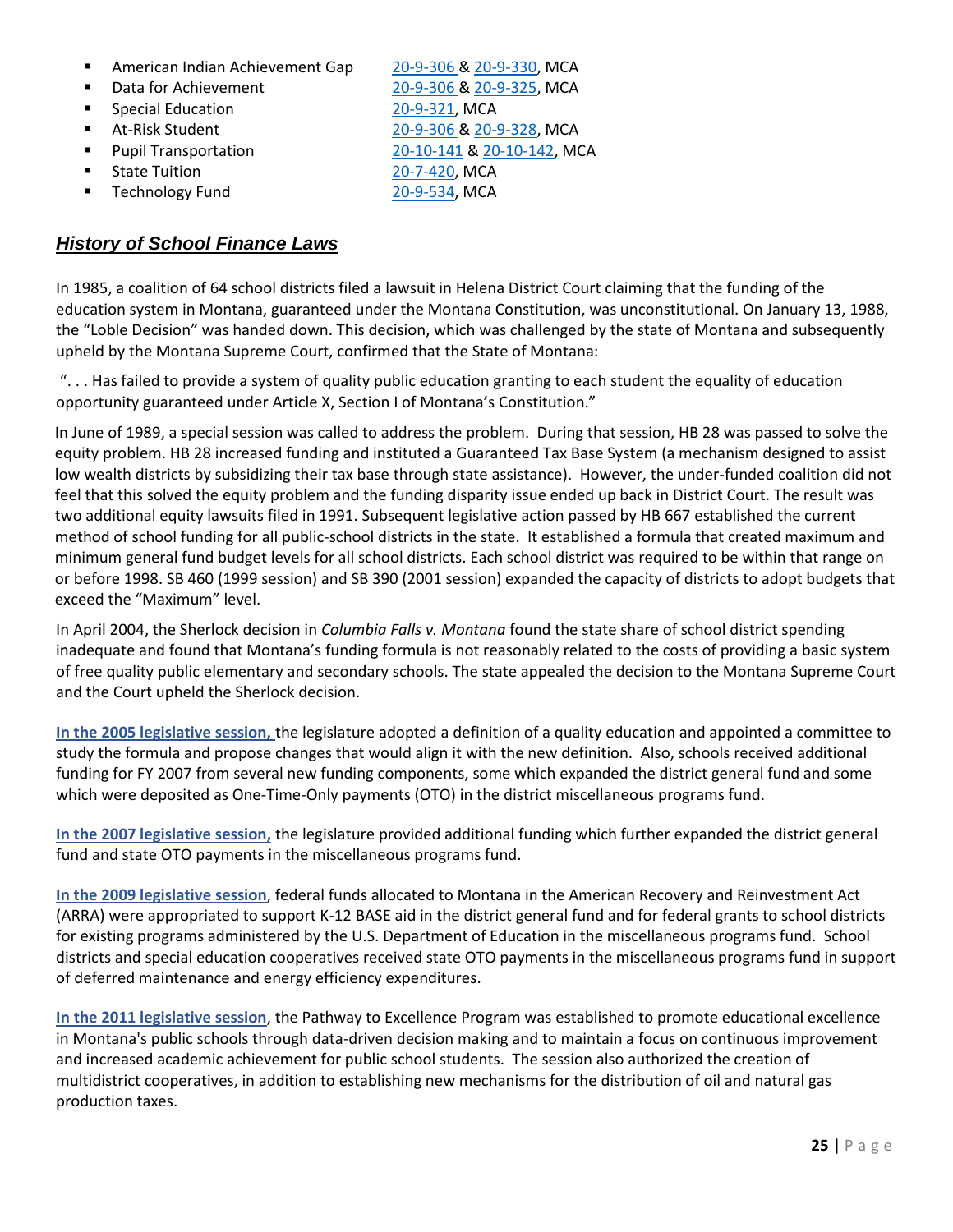- American Indian Achievement Gap — 20-9-306 & 20-9-330, MCA
- Data for Achievement — 20-9-306 & 20-9-325, MCA
- Special Education — 20-9-321, MCA
- At-Risk Student — 20-9-306 & 20-9-328, MCA
- Pupil Transportation — 20-10-141 & 20-10-142, MCA
- State Tuition — 20-7-420, MCA
- Technology Fund — 20-9-534, MCA

## ***History of School Finance Laws***

In 1985, a coalition of 64 school districts filed a lawsuit in Helena District Court claiming that the funding of the education system in Montana, guaranteed under the Montana Constitution, was unconstitutional. On January 13, 1988, the "Loble Decision" was handed down. This decision, which was challenged by the state of Montana and subsequently upheld by the Montana Supreme Court, confirmed that the State of Montana:

". . . Has failed to provide a system of quality public education granting to each student the equality of education opportunity guaranteed under Article X, Section I of Montana's Constitution."

In June of 1989, a special session was called to address the problem. During that session, HB 28 was passed to solve the equity problem. HB 28 increased funding and instituted a Guaranteed Tax Base System (a mechanism designed to assist low wealth districts by subsidizing their tax base through state assistance). However, the under-funded coalition did not feel that this solved the equity problem and the funding disparity issue ended up back in District Court. The result was two additional equity lawsuits filed in 1991. Subsequent legislative action passed by HB 667 established the current method of school funding for all public-school districts in the state. It established a formula that created maximum and minimum general fund budget levels for all school districts. Each school district was required to be within that range on or before 1998. SB 460 (1999 session) and SB 390 (2001 session) expanded the capacity of districts to adopt budgets that exceed the "Maximum" level.

In April 2004, the Sherlock decision in *Columbia Falls v. Montana* found the state share of school district spending inadequate and found that Montana's funding formula is not reasonably related to the costs of providing a basic system of free quality public elementary and secondary schools. The state appealed the decision to the Montana Supreme Court and the Court upheld the Sherlock decision.

**In the 2005 legislative session,** the legislature adopted a definition of a quality education and appointed a committee to study the formula and propose changes that would align it with the new definition. Also, schools received additional funding for FY 2007 from several new funding components, some which expanded the district general fund and some which were deposited as One-Time-Only payments (OTO) in the district miscellaneous programs fund.

**In the 2007 legislative session,** the legislature provided additional funding which further expanded the district general fund and state OTO payments in the miscellaneous programs fund.

**In the 2009 legislative session**, federal funds allocated to Montana in the American Recovery and Reinvestment Act (ARRA) were appropriated to support K-12 BASE aid in the district general fund and for federal grants to school districts for existing programs administered by the U.S. Department of Education in the miscellaneous programs fund. School districts and special education cooperatives received state OTO payments in the miscellaneous programs fund in support of deferred maintenance and energy efficiency expenditures.

**In the 2011 legislative session**, the Pathway to Excellence Program was established to promote educational excellence in Montana's public schools through data-driven decision making and to maintain a focus on continuous improvement and increased academic achievement for public school students. The session also authorized the creation of multidistrict cooperatives, in addition to establishing new mechanisms for the distribution of oil and natural gas production taxes.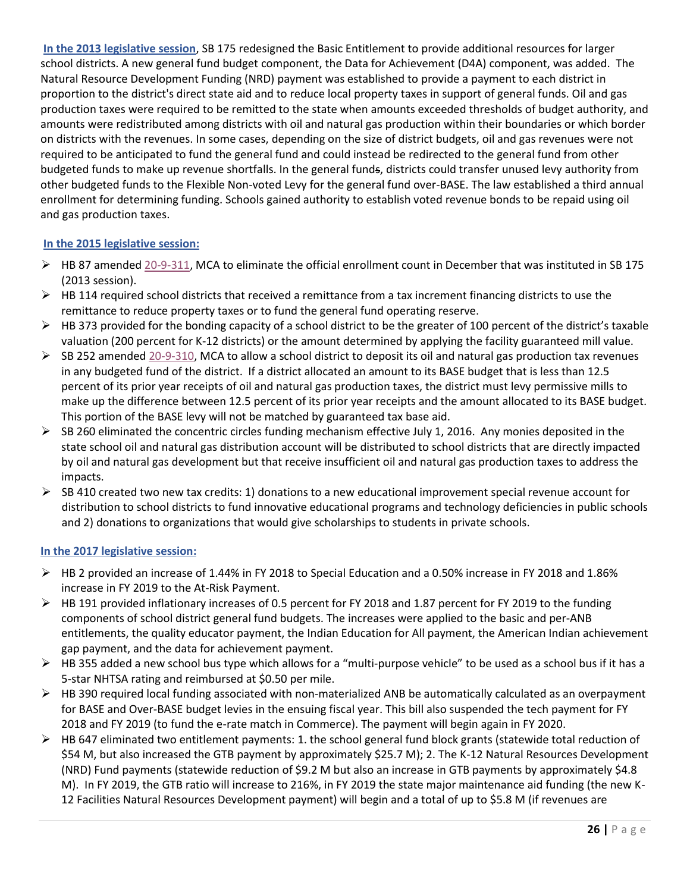**In the 2013 legislative session**, SB 175 redesigned the Basic Entitlement to provide additional resources for larger school districts. A new general fund budget component, the Data for Achievement (D4A) component, was added. The Natural Resource Development Funding (NRD) payment was established to provide a payment to each district in proportion to the district's direct state aid and to reduce local property taxes in support of general funds. Oil and gas production taxes were required to be remitted to the state when amounts exceeded thresholds of budget authority, and amounts were redistributed among districts with oil and natural gas production within their boundaries or which border on districts with the revenues. In some cases, depending on the size of district budgets, oil and gas revenues were not required to be anticipated to fund the general fund and could instead be redirected to the general fund from other budgeted funds to make up revenue shortfalls. In the general funds, districts could transfer unused levy authority from other budgeted funds to the Flexible Non-voted Levy for the general fund over-BASE. The law established a third annual enrollment for determining funding. Schools gained authority to establish voted revenue bonds to be repaid using oil and gas production taxes.

**In the 2015 legislative session:**

- HB 87 amended 20-9-311, MCA to eliminate the official enrollment count in December that was instituted in SB 175 (2013 session).
- HB 114 required school districts that received a remittance from a tax increment financing districts to use the remittance to reduce property taxes or to fund the general fund operating reserve.
- HB 373 provided for the bonding capacity of a school district to be the greater of 100 percent of the district's taxable valuation (200 percent for K-12 districts) or the amount determined by applying the facility guaranteed mill value.
- SB 252 amended 20-9-310, MCA to allow a school district to deposit its oil and natural gas production tax revenues in any budgeted fund of the district. If a district allocated an amount to its BASE budget that is less than 12.5 percent of its prior year receipts of oil and natural gas production taxes, the district must levy permissive mills to make up the difference between 12.5 percent of its prior year receipts and the amount allocated to its BASE budget. This portion of the BASE levy will not be matched by guaranteed tax base aid.
- SB 260 eliminated the concentric circles funding mechanism effective July 1, 2016. Any monies deposited in the state school oil and natural gas distribution account will be distributed to school districts that are directly impacted by oil and natural gas development but that receive insufficient oil and natural gas production taxes to address the impacts.
- SB 410 created two new tax credits: 1) donations to a new educational improvement special revenue account for distribution to school districts to fund innovative educational programs and technology deficiencies in public schools and 2) donations to organizations that would give scholarships to students in private schools.

**In the 2017 legislative session:**

- HB 2 provided an increase of 1.44% in FY 2018 to Special Education and a 0.50% increase in FY 2018 and 1.86% increase in FY 2019 to the At-Risk Payment.
- HB 191 provided inflationary increases of 0.5 percent for FY 2018 and 1.87 percent for FY 2019 to the funding components of school district general fund budgets. The increases were applied to the basic and per-ANB entitlements, the quality educator payment, the Indian Education for All payment, the American Indian achievement gap payment, and the data for achievement payment.
- HB 355 added a new school bus type which allows for a "multi-purpose vehicle" to be used as a school bus if it has a 5-star NHTSA rating and reimbursed at $0.50 per mile.
- HB 390 required local funding associated with non-materialized ANB be automatically calculated as an overpayment for BASE and Over-BASE budget levies in the ensuing fiscal year. This bill also suspended the tech payment for FY 2018 and FY 2019 (to fund the e-rate match in Commerce). The payment will begin again in FY 2020.
- HB 647 eliminated two entitlement payments: 1. the school general fund block grants (statewide total reduction of $54 M, but also increased the GTB payment by approximately $25.7 M); 2. The K-12 Natural Resources Development (NRD) Fund payments (statewide reduction of $9.2 M but also an increase in GTB payments by approximately $4.8 M). In FY 2019, the GTB ratio will increase to 216%, in FY 2019 the state major maintenance aid funding (the new K-12 Facilities Natural Resources Development payment) will begin and a total of up to $5.8 M (if revenues are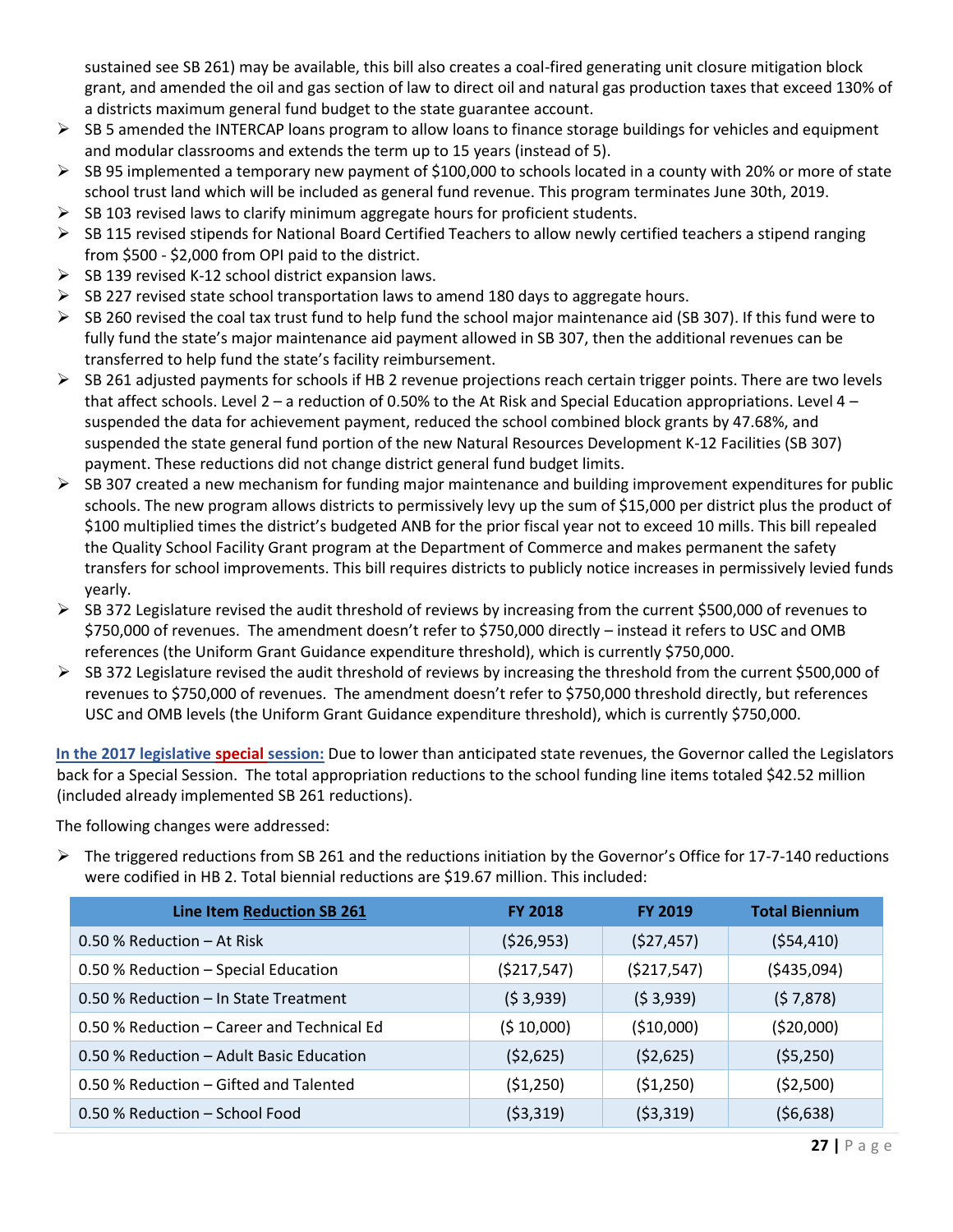sustained see SB 261) may be available, this bill also creates a coal-fired generating unit closure mitigation block grant, and amended the oil and gas section of law to direct oil and natural gas production taxes that exceed 130% of a districts maximum general fund budget to the state guarantee account.

- SB 5 amended the INTERCAP loans program to allow loans to finance storage buildings for vehicles and equipment and modular classrooms and extends the term up to 15 years (instead of 5).
- SB 95 implemented a temporary new payment of $100,000 to schools located in a county with 20% or more of state school trust land which will be included as general fund revenue. This program terminates June 30th, 2019.
- SB 103 revised laws to clarify minimum aggregate hours for proficient students.
- SB 115 revised stipends for National Board Certified Teachers to allow newly certified teachers a stipend ranging from $500 - $2,000 from OPI paid to the district.
- SB 139 revised K-12 school district expansion laws.
- SB 227 revised state school transportation laws to amend 180 days to aggregate hours.
- SB 260 revised the coal tax trust fund to help fund the school major maintenance aid (SB 307). If this fund were to fully fund the state's major maintenance aid payment allowed in SB 307, then the additional revenues can be transferred to help fund the state's facility reimbursement.
- SB 261 adjusted payments for schools if HB 2 revenue projections reach certain trigger points. There are two levels that affect schools. Level 2 – a reduction of 0.50% to the At Risk and Special Education appropriations. Level 4 – suspended the data for achievement payment, reduced the school combined block grants by 47.68%, and suspended the state general fund portion of the new Natural Resources Development K-12 Facilities (SB 307) payment. These reductions did not change district general fund budget limits.
- SB 307 created a new mechanism for funding major maintenance and building improvement expenditures for public schools. The new program allows districts to permissively levy up the sum of $15,000 per district plus the product of $100 multiplied times the district's budgeted ANB for the prior fiscal year not to exceed 10 mills. This bill repealed the Quality School Facility Grant program at the Department of Commerce and makes permanent the safety transfers for school improvements. This bill requires districts to publicly notice increases in permissively levied funds yearly.
- SB 372 Legislature revised the audit threshold of reviews by increasing from the current $500,000 of revenues to $750,000 of revenues. The amendment doesn't refer to $750,000 directly – instead it refers to USC and OMB references (the Uniform Grant Guidance expenditure threshold), which is currently $750,000.
- SB 372 Legislature revised the audit threshold of reviews by increasing the threshold from the current $500,000 of revenues to $750,000 of revenues. The amendment doesn't refer to $750,000 threshold directly, but references USC and OMB levels (the Uniform Grant Guidance expenditure threshold), which is currently $750,000.

**In the 2017 legislative special session:** Due to lower than anticipated state revenues, the Governor called the Legislators back for a Special Session. The total appropriation reductions to the school funding line items totaled $42.52 million (included already implemented SB 261 reductions).

The following changes were addressed:

- The triggered reductions from SB 261 and the reductions initiation by the Governor's Office for 17-7-140 reductions were codified in HB 2. Total biennial reductions are $19.67 million. This included:

| Line Item Reduction SB 261 | FY 2018 | FY 2019 | Total Biennium |
|---|---|---|---|
| 0.50 % Reduction – At Risk | ($26,953) | ($27,457) | ($54,410) |
| 0.50 % Reduction – Special Education | ($217,547) | ($217,547) | ($435,094) |
| 0.50 % Reduction – In State Treatment | ($ 3,939) | ($ 3,939) | ($ 7,878) |
| 0.50 % Reduction – Career and Technical Ed | ($ 10,000) | ($10,000) | ($20,000) |
| 0.50 % Reduction – Adult Basic Education | ($2,625) | ($2,625) | ($5,250) |
| 0.50 % Reduction – Gifted and Talented | ($1,250) | ($1,250) | ($2,500) |
| 0.50 % Reduction – School Food | ($3,319) | ($3,319) | ($6,638) |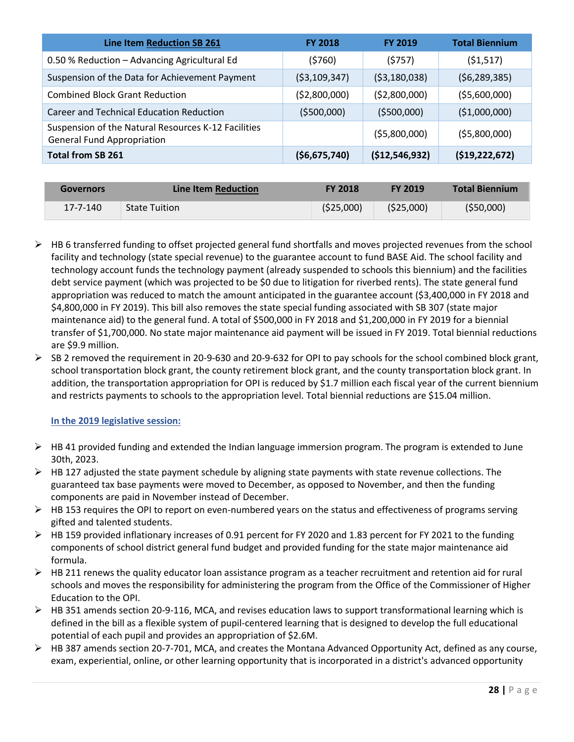| Line Item Reduction SB 261 | FY 2018 | FY 2019 | Total Biennium |
|---|---|---|---|
| 0.50 % Reduction – Advancing Agricultural Ed | ($760) | ($757) | ($1,517) |
| Suspension of the Data for Achievement Payment | ($3,109,347) | ($3,180,038) | ($6,289,385) |
| Combined Block Grant Reduction | ($2,800,000) | ($2,800,000) | ($5,600,000) |
| Career and Technical Education Reduction | ($500,000) | ($500,000) | ($1,000,000) |
| Suspension of the Natural Resources K-12 Facilities General Fund Appropriation | | ($5,800,000) | ($5,800,000) |
| **Total from SB 261** | **($6,675,740)** | **($12,546,932)** | **($19,222,672)** |

| Governors | Line Item Reduction | FY 2018 | FY 2019 | Total Biennium |
|---|---|---|---|---|
| 17-7-140 | State Tuition | ($25,000) | ($25,000) | ($50,000) |

- HB 6 transferred funding to offset projected general fund shortfalls and moves projected revenues from the school facility and technology (state special revenue) to the guarantee account to fund BASE Aid. The school facility and technology account funds the technology payment (already suspended to schools this biennium) and the facilities debt service payment (which was projected to be $0 due to litigation for riverbed rents). The state general fund appropriation was reduced to match the amount anticipated in the guarantee account ($3,400,000 in FY 2018 and $4,800,000 in FY 2019). This bill also removes the state special funding associated with SB 307 (state major maintenance aid) to the general fund. A total of $500,000 in FY 2018 and $1,200,000 in FY 2019 for a biennial transfer of $1,700,000. No state major maintenance aid payment will be issued in FY 2019. Total biennial reductions are $9.9 million.
- SB 2 removed the requirement in 20-9-630 and 20-9-632 for OPI to pay schools for the school combined block grant, school transportation block grant, the county retirement block grant, and the county transportation block grant. In addition, the transportation appropriation for OPI is reduced by $1.7 million each fiscal year of the current biennium and restricts payments to schools to the appropriation level. Total biennial reductions are $15.04 million.

**In the 2019 legislative session:**

- HB 41 provided funding and extended the Indian language immersion program. The program is extended to June 30th, 2023.
- HB 127 adjusted the state payment schedule by aligning state payments with state revenue collections. The guaranteed tax base payments were moved to December, as opposed to November, and then the funding components are paid in November instead of December.
- HB 153 requires the OPI to report on even-numbered years on the status and effectiveness of programs serving gifted and talented students.
- HB 159 provided inflationary increases of 0.91 percent for FY 2020 and 1.83 percent for FY 2021 to the funding components of school district general fund budget and provided funding for the state major maintenance aid formula.
- HB 211 renews the quality educator loan assistance program as a teacher recruitment and retention aid for rural schools and moves the responsibility for administering the program from the Office of the Commissioner of Higher Education to the OPI.
- HB 351 amends section 20-9-116, MCA, and revises education laws to support transformational learning which is defined in the bill as a flexible system of pupil-centered learning that is designed to develop the full educational potential of each pupil and provides an appropriation of $2.6M.
- HB 387 amends section 20-7-701, MCA, and creates the Montana Advanced Opportunity Act, defined as any course, exam, experiential, online, or other learning opportunity that is incorporated in a district's advanced opportunity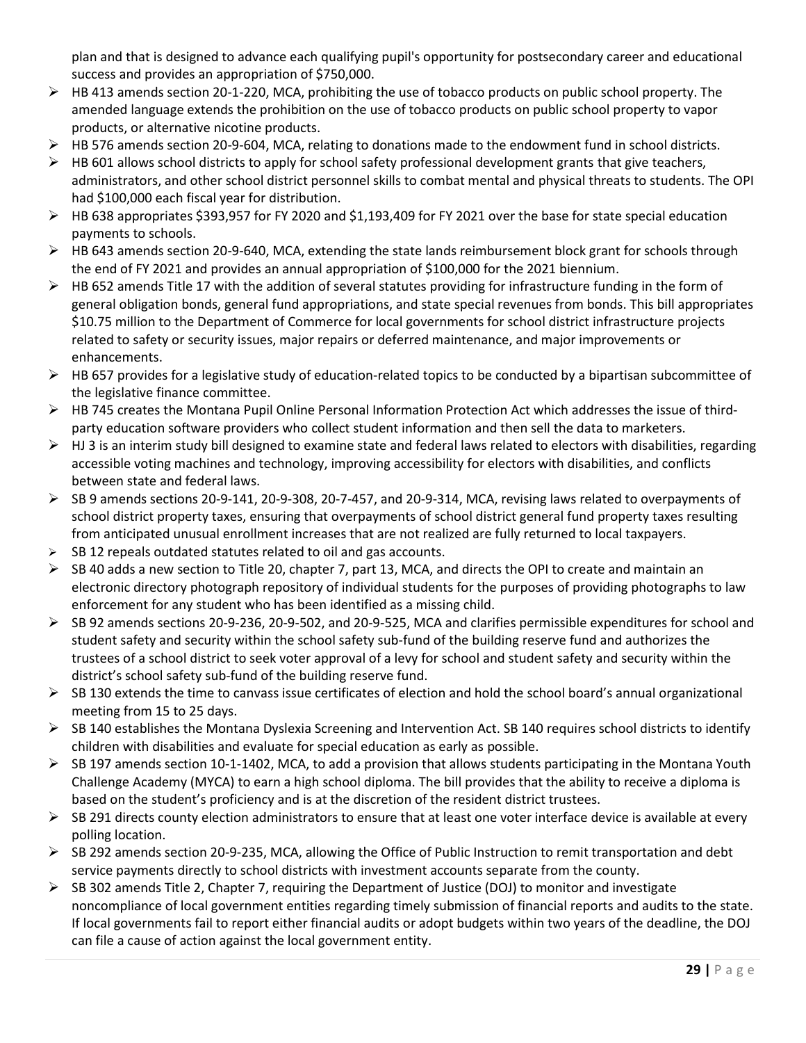plan and that is designed to advance each qualifying pupil's opportunity for postsecondary career and educational success and provides an appropriation of $750,000.

- HB 413 amends section 20-1-220, MCA, prohibiting the use of tobacco products on public school property. The amended language extends the prohibition on the use of tobacco products on public school property to vapor products, or alternative nicotine products.
- HB 576 amends section 20-9-604, MCA, relating to donations made to the endowment fund in school districts.
- HB 601 allows school districts to apply for school safety professional development grants that give teachers, administrators, and other school district personnel skills to combat mental and physical threats to students. The OPI had $100,000 each fiscal year for distribution.
- HB 638 appropriates $393,957 for FY 2020 and $1,193,409 for FY 2021 over the base for state special education payments to schools.
- HB 643 amends section 20-9-640, MCA, extending the state lands reimbursement block grant for schools through the end of FY 2021 and provides an annual appropriation of $100,000 for the 2021 biennium.
- HB 652 amends Title 17 with the addition of several statutes providing for infrastructure funding in the form of general obligation bonds, general fund appropriations, and state special revenues from bonds. This bill appropriates $10.75 million to the Department of Commerce for local governments for school district infrastructure projects related to safety or security issues, major repairs or deferred maintenance, and major improvements or enhancements.
- HB 657 provides for a legislative study of education-related topics to be conducted by a bipartisan subcommittee of the legislative finance committee.
- HB 745 creates the Montana Pupil Online Personal Information Protection Act which addresses the issue of third-party education software providers who collect student information and then sell the data to marketers.
- HJ 3 is an interim study bill designed to examine state and federal laws related to electors with disabilities, regarding accessible voting machines and technology, improving accessibility for electors with disabilities, and conflicts between state and federal laws.
- SB 9 amends sections 20-9-141, 20-9-308, 20-7-457, and 20-9-314, MCA, revising laws related to overpayments of school district property taxes, ensuring that overpayments of school district general fund property taxes resulting from anticipated unusual enrollment increases that are not realized are fully returned to local taxpayers.
- SB 12 repeals outdated statutes related to oil and gas accounts.
- SB 40 adds a new section to Title 20, chapter 7, part 13, MCA, and directs the OPI to create and maintain an electronic directory photograph repository of individual students for the purposes of providing photographs to law enforcement for any student who has been identified as a missing child.
- SB 92 amends sections 20-9-236, 20-9-502, and 20-9-525, MCA and clarifies permissible expenditures for school and student safety and security within the school safety sub-fund of the building reserve fund and authorizes the trustees of a school district to seek voter approval of a levy for school and student safety and security within the district's school safety sub-fund of the building reserve fund.
- SB 130 extends the time to canvass issue certificates of election and hold the school board's annual organizational meeting from 15 to 25 days.
- SB 140 establishes the Montana Dyslexia Screening and Intervention Act. SB 140 requires school districts to identify children with disabilities and evaluate for special education as early as possible.
- SB 197 amends section 10-1-1402, MCA, to add a provision that allows students participating in the Montana Youth Challenge Academy (MYCA) to earn a high school diploma. The bill provides that the ability to receive a diploma is based on the student's proficiency and is at the discretion of the resident district trustees.
- SB 291 directs county election administrators to ensure that at least one voter interface device is available at every polling location.
- SB 292 amends section 20-9-235, MCA, allowing the Office of Public Instruction to remit transportation and debt service payments directly to school districts with investment accounts separate from the county.
- SB 302 amends Title 2, Chapter 7, requiring the Department of Justice (DOJ) to monitor and investigate noncompliance of local government entities regarding timely submission of financial reports and audits to the state. If local governments fail to report either financial audits or adopt budgets within two years of the deadline, the DOJ can file a cause of action against the local government entity.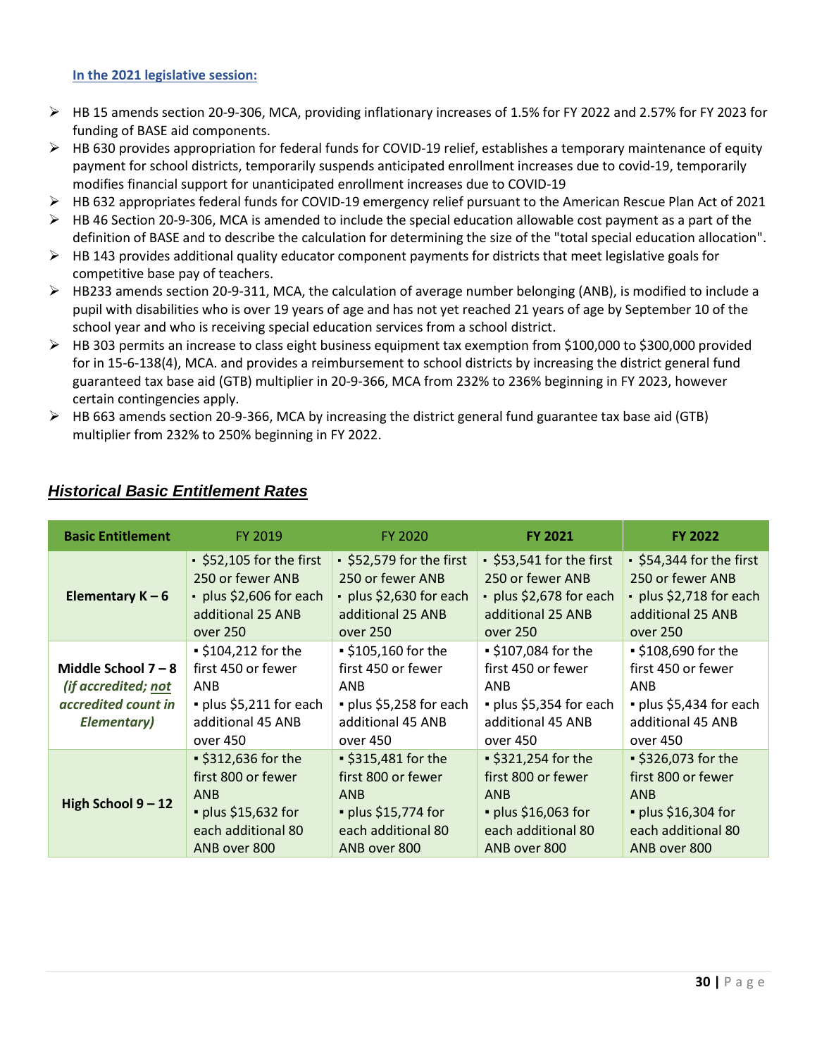**In the 2021 legislative session:**

- HB 15 amends section 20-9-306, MCA, providing inflationary increases of 1.5% for FY 2022 and 2.57% for FY 2023 for funding of BASE aid components.
- HB 630 provides appropriation for federal funds for COVID-19 relief, establishes a temporary maintenance of equity payment for school districts, temporarily suspends anticipated enrollment increases due to covid-19, temporarily modifies financial support for unanticipated enrollment increases due to COVID-19
- HB 632 appropriates federal funds for COVID-19 emergency relief pursuant to the American Rescue Plan Act of 2021
- HB 46 Section 20-9-306, MCA is amended to include the special education allowable cost payment as a part of the definition of BASE and to describe the calculation for determining the size of the "total special education allocation".
- HB 143 provides additional quality educator component payments for districts that meet legislative goals for competitive base pay of teachers.
- HB233 amends section 20-9-311, MCA, the calculation of average number belonging (ANB), is modified to include a pupil with disabilities who is over 19 years of age and has not yet reached 21 years of age by September 10 of the school year and who is receiving special education services from a school district.
- HB 303 permits an increase to class eight business equipment tax exemption from $100,000 to $300,000 provided for in 15-6-138(4), MCA. and provides a reimbursement to school districts by increasing the district general fund guaranteed tax base aid (GTB) multiplier in 20-9-366, MCA from 232% to 236% beginning in FY 2023, however certain contingencies apply.
- HB 663 amends section 20-9-366, MCA by increasing the district general fund guarantee tax base aid (GTB) multiplier from 232% to 250% beginning in FY 2022.

## *Historical Basic Entitlement Rates*

| Basic Entitlement | FY 2019 | FY 2020 | FY 2021 | FY 2022 |
|---|---|---|---|---|
| **Elementary K – 6** | ▪ $52,105 for the first 250 or fewer ANB ▪ plus $2,606 for each additional 25 ANB over 250 | ▪ $52,579 for the first 250 or fewer ANB ▪ plus $2,630 for each additional 25 ANB over 250 | ▪ $53,541 for the first 250 or fewer ANB ▪ plus $2,678 for each additional 25 ANB over 250 | ▪ $54,344 for the first 250 or fewer ANB ▪ plus $2,718 for each additional 25 ANB over 250 |
| **Middle School 7 – 8** ***(if accredited; not accredited count in Elementary)*** | ▪ $104,212 for the first 450 or fewer ANB ▪ plus $5,211 for each additional 45 ANB over 450 | ▪ $105,160 for the first 450 or fewer ANB ▪ plus $5,258 for each additional 45 ANB over 450 | ▪ $107,084 for the first 450 or fewer ANB ▪ plus $5,354 for each additional 45 ANB over 450 | ▪ $108,690 for the first 450 or fewer ANB ▪ plus $5,434 for each additional 45 ANB over 450 |
| **High School 9 – 12** | ▪ $312,636 for the first 800 or fewer ANB ▪ plus $15,632 for each additional 80 ANB over 800 | ▪ $315,481 for the first 800 or fewer ANB ▪ plus $15,774 for each additional 80 ANB over 800 | ▪ $321,254 for the first 800 or fewer ANB ▪ plus $16,063 for each additional 80 ANB over 800 | ▪ $326,073 for the first 800 or fewer ANB ▪ plus $16,304 for each additional 80 ANB over 800 |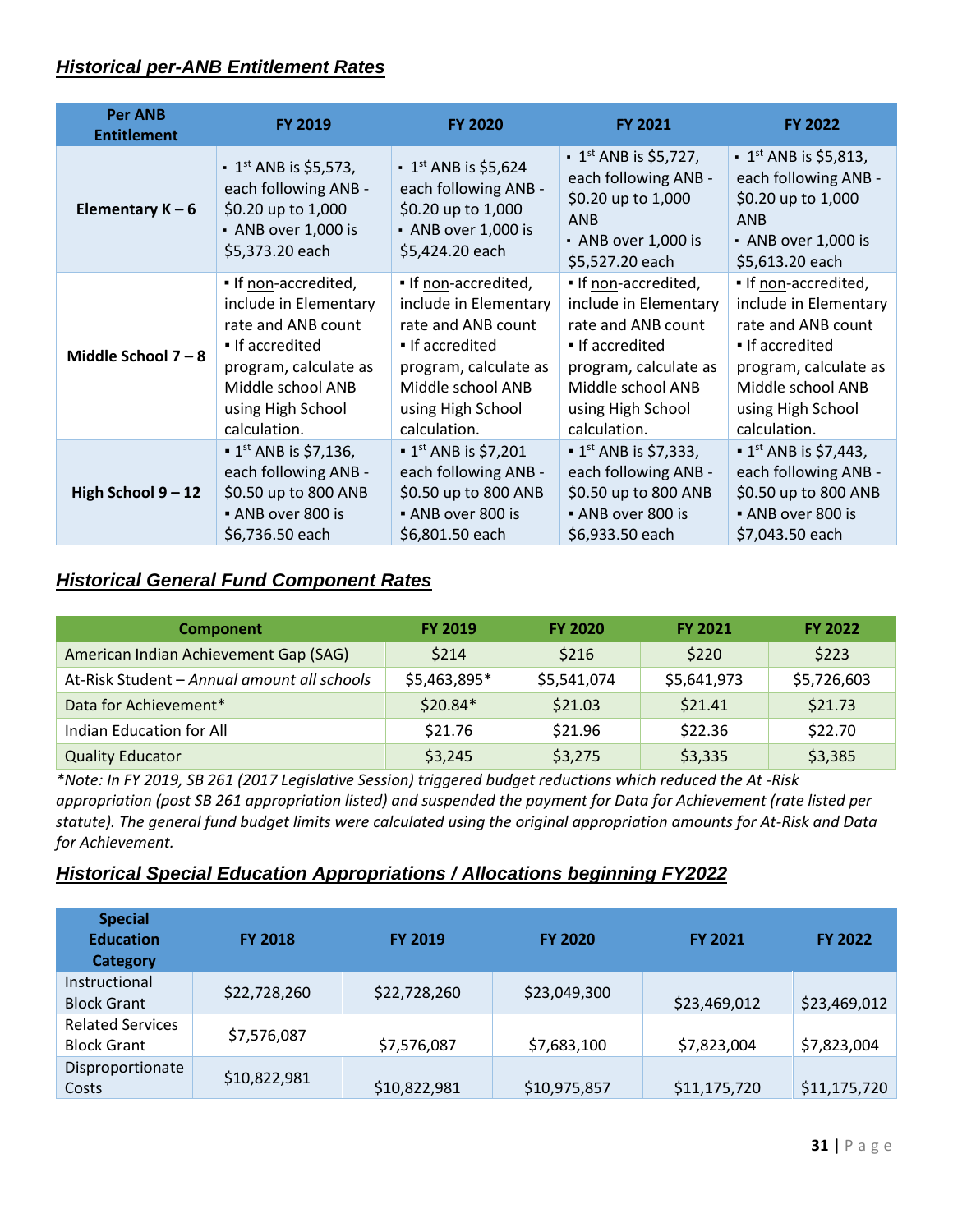## *Historical per-ANB Entitlement Rates*

| Per ANB Entitlement | FY 2019 | FY 2020 | FY 2021 | FY 2022 |
|---|---|---|---|---|
| **Elementary K – 6** | ▪ 1st ANB is $5,573, each following ANB - $0.20 up to 1,000 ▪ ANB over 1,000 is $5,373.20 each | ▪ 1st ANB is $5,624 each following ANB - $0.20 up to 1,000 ▪ ANB over 1,000 is $5,424.20 each | ▪ 1st ANB is $5,727, each following ANB - $0.20 up to 1,000 ANB ▪ ANB over 1,000 is $5,527.20 each | ▪ 1st ANB is $5,813, each following ANB - $0.20 up to 1,000 ANB ▪ ANB over 1,000 is $5,613.20 each |
| **Middle School 7 – 8** | ▪ If non-accredited, include in Elementary rate and ANB count ▪ If accredited program, calculate as Middle school ANB using High School calculation. | ▪ If non-accredited, include in Elementary rate and ANB count ▪ If accredited program, calculate as Middle school ANB using High School calculation. | ▪ If non-accredited, include in Elementary rate and ANB count ▪ If accredited program, calculate as Middle school ANB using High School calculation. | ▪ If non-accredited, include in Elementary rate and ANB count ▪ If accredited program, calculate as Middle school ANB using High School calculation. |
| **High School 9 – 12** | ▪ 1st ANB is $7,136, each following ANB - $0.50 up to 800 ANB ▪ ANB over 800 is $6,736.50 each | ▪ 1st ANB is $7,201 each following ANB - $0.50 up to 800 ANB ▪ ANB over 800 is $6,801.50 each | ▪ 1st ANB is $7,333, each following ANB - $0.50 up to 800 ANB ▪ ANB over 800 is $6,933.50 each | ▪ 1st ANB is $7,443, each following ANB - $0.50 up to 800 ANB ▪ ANB over 800 is $7,043.50 each |

## *Historical General Fund Component Rates*

| Component | FY 2019 | FY 2020 | FY 2021 | FY 2022 |
|---|---|---|---|---|
| American Indian Achievement Gap (SAG) | $214 | $216 | $220 | $223 |
| At-Risk Student – *Annual amount all schools* | $5,463,895* | $5,541,074 | $5,641,973 | $5,726,603 |
| Data for Achievement* | $20.84* | $21.03 | $21.41 | $21.73 |
| Indian Education for All | $21.76 | $21.96 | $22.36 | $22.70 |
| Quality Educator | $3,245 | $3,275 | $3,335 | $3,385 |

*\*Note: In FY 2019, SB 261 (2017 Legislative Session) triggered budget reductions which reduced the At -Risk appropriation (post SB 261 appropriation listed) and suspended the payment for Data for Achievement (rate listed per statute). The general fund budget limits were calculated using the original appropriation amounts for At-Risk and Data for Achievement.*

## *Historical Special Education Appropriations / Allocations beginning FY2022*

| Special Education Category | FY 2018 | FY 2019 | FY 2020 | FY 2021 | FY 2022 |
|---|---|---|---|---|---|
| Instructional Block Grant | $22,728,260 | $22,728,260 | $23,049,300 | $23,469,012 | $23,469,012 |
| Related Services Block Grant | $7,576,087 | $7,576,087 | $7,683,100 | $7,823,004 | $7,823,004 |
| Disproportionate Costs | $10,822,981 | $10,822,981 | $10,975,857 | $11,175,720 | $11,175,720 |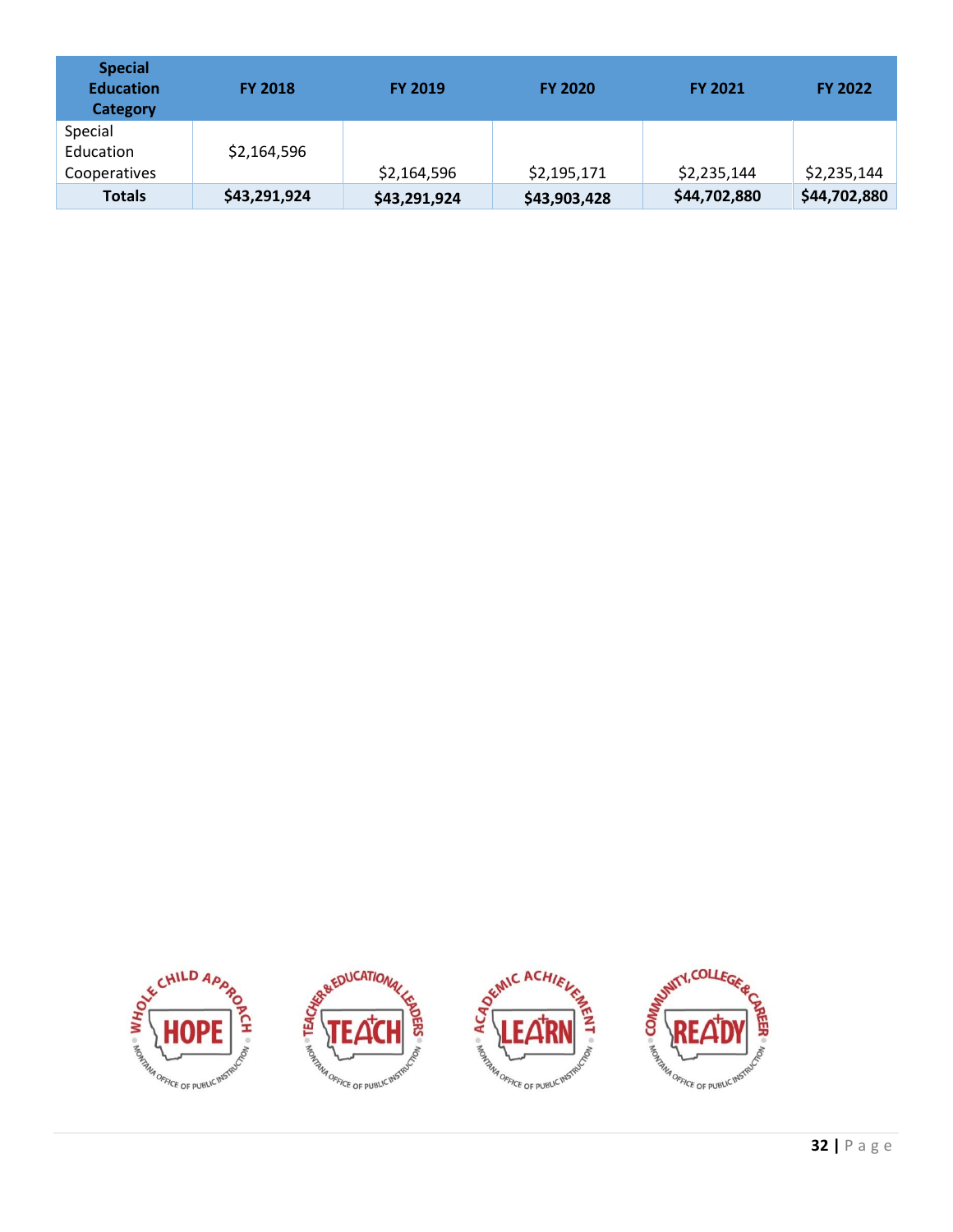| Special Education Category | FY 2018 | FY 2019 | FY 2020 | FY 2021 | FY 2022 |
|---|---|---|---|---|---|
| Special Education Cooperatives | $2,164,596 | $2,164,596 | $2,195,171 | $2,235,144 | $2,235,144 |
| **Totals** | **$43,291,924** | **$43,291,924** | **$43,903,428** | **$44,702,880** | **$44,702,880** |